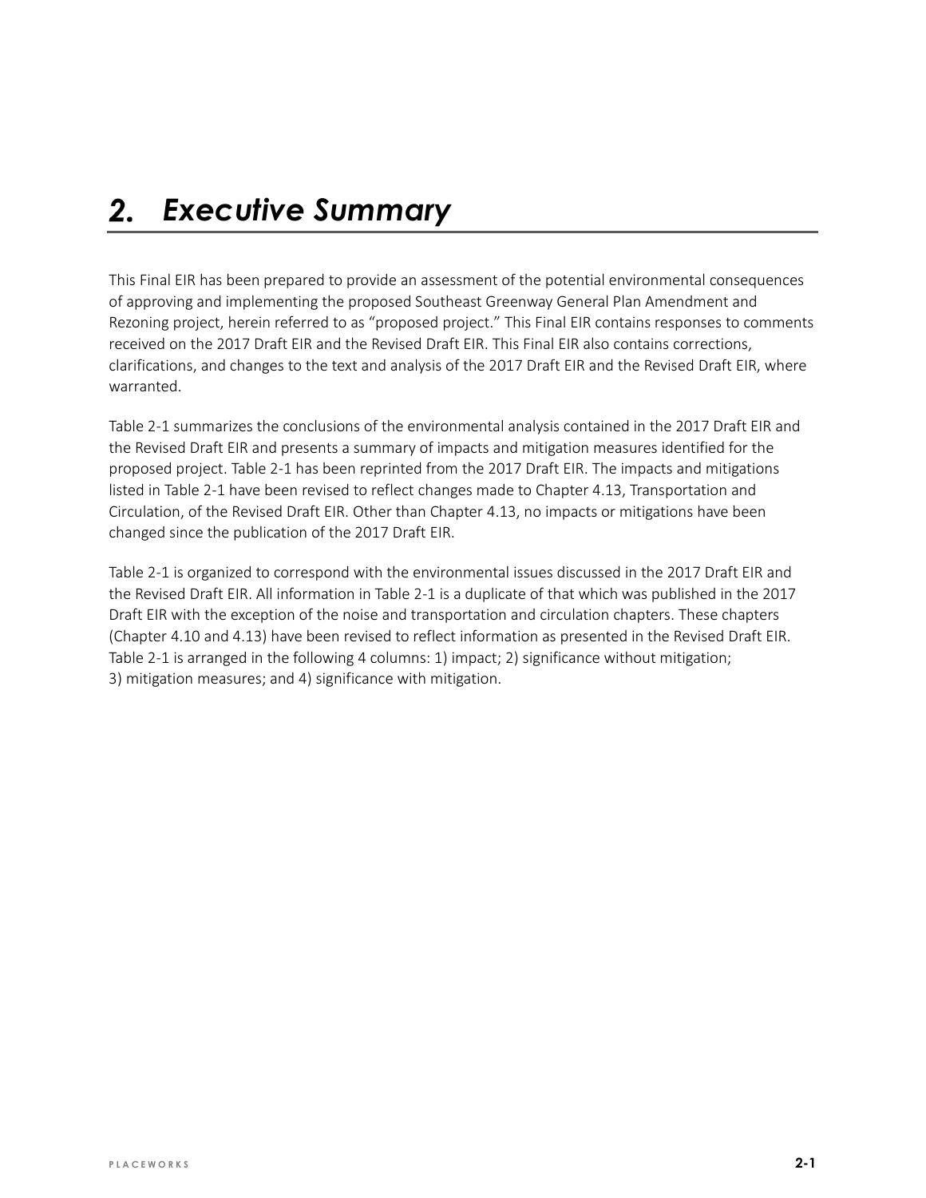# 2. Executive Summary

This Final EIR has been prepared to provide an assessment of the potential environmental consequences of approving and implementing the proposed Southeast Greenway General Plan Amendment and Rezoning project, herein referred to as "proposed project." This Final EIR contains responses to comments received on the 2017 Draft EIR and the Revised Draft EIR. This Final EIR also contains corrections, clarifications, and changes to the text and analysis of the 2017 Draft EIR and the Revised Draft EIR, where warranted.

Table 2-1 summarizes the conclusions of the environmental analysis contained in the 2017 Draft EIR and the Revised Draft EIR and presents a summary of impacts and mitigation measures identified for the proposed project. Table 2-1 has been reprinted from the 2017 Draft EIR. The impacts and mitigations listed in Table 2-1 have been revised to reflect changes made to Chapter 4.13, Transportation and Circulation, of the Revised Draft EIR. Other than Chapter 4.13, no impacts or mitigations have been changed since the publication of the 2017 Draft EIR.

Table 2-1 is organized to correspond with the environmental issues discussed in the 2017 Draft EIR and the Revised Draft EIR. All information in Table 2-1 is a duplicate of that which was published in the 2017 Draft EIR with the exception of the noise and transportation and circulation chapters. These chapters (Chapter 4.10 and 4.13) have been revised to reflect information as presented in the Revised Draft EIR. Table 2-1 is arranged in the following 4 columns: 1) impact; 2) significance without mitigation; 3) mitigation measures; and 4) significance with mitigation.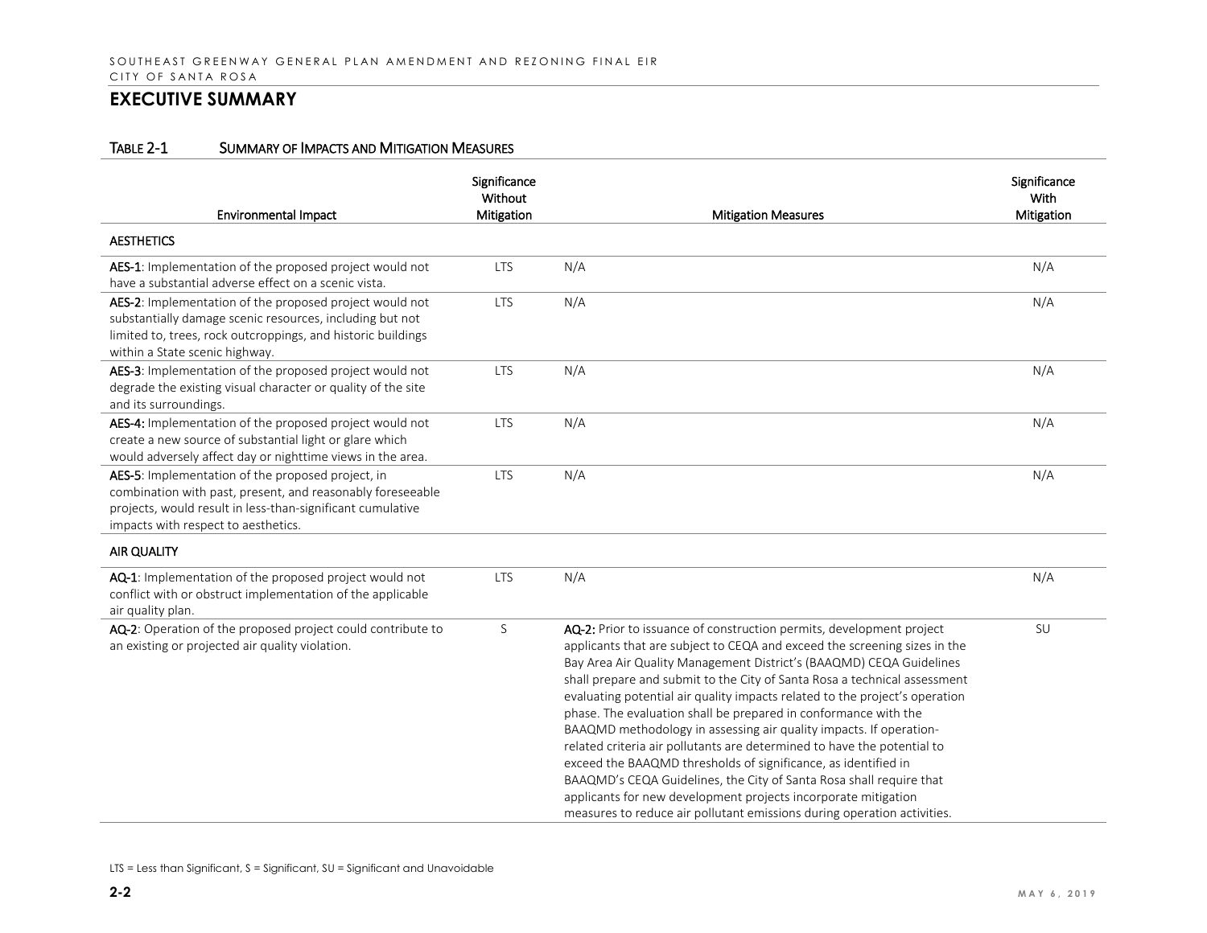## EXECUTIVE SUMMARY

TABLE 2-1 SUMMARY OF IMPACTS AND MITIGATION MEASURES

| Environmental Impact | Significance Without Mitigation | Mitigation Measures | Significance With Mitigation |
|---|---|---|---|
| **AESTHETICS** | | | |
| **AES-1**: Implementation of the proposed project would not have a substantial adverse effect on a scenic vista. | LTS | N/A | N/A |
| **AES-2**: Implementation of the proposed project would not substantially damage scenic resources, including but not limited to, trees, rock outcroppings, and historic buildings within a State scenic highway. | LTS | N/A | N/A |
| **AES-3**: Implementation of the proposed project would not degrade the existing visual character or quality of the site and its surroundings. | LTS | N/A | N/A |
| **AES-4:** Implementation of the proposed project would not create a new source of substantial light or glare which would adversely affect day or nighttime views in the area. | LTS | N/A | N/A |
| **AES-5**: Implementation of the proposed project, in combination with past, present, and reasonably foreseeable projects, would result in less-than-significant cumulative impacts with respect to aesthetics. | LTS | N/A | N/A |
| **AIR QUALITY** | | | |
| **AQ-1**: Implementation of the proposed project would not conflict with or obstruct implementation of the applicable air quality plan. | LTS | N/A | N/A |
| **AQ-2**: Operation of the proposed project could contribute to an existing or projected air quality violation. | S | **AQ-2:** Prior to issuance of construction permits, development project applicants that are subject to CEQA and exceed the screening sizes in the Bay Area Air Quality Management District's (BAAQMD) CEQA Guidelines shall prepare and submit to the City of Santa Rosa a technical assessment evaluating potential air quality impacts related to the project's operation phase. The evaluation shall be prepared in conformance with the BAAQMD methodology in assessing air quality impacts. If operation-related criteria air pollutants are determined to have the potential to exceed the BAAQMD thresholds of significance, as identified in BAAQMD's CEQA Guidelines, the City of Santa Rosa shall require that applicants for new development projects incorporate mitigation measures to reduce air pollutant emissions during operation activities. | SU |

LTS = Less than Significant, S = Significant, SU = Significant and Unavoidable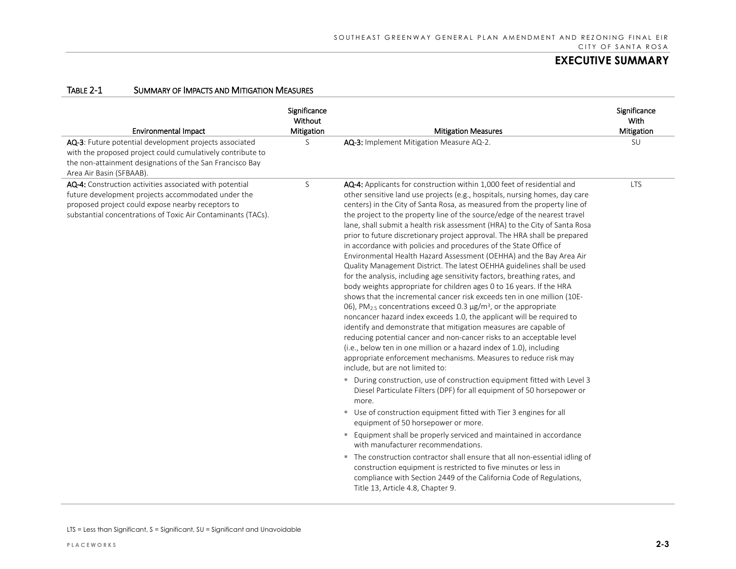# EXECUTIVE SUMMARY

TABLE 2-1 SUMMARY OF IMPACTS AND MITIGATION MEASURES

| Environmental Impact | Significance Without Mitigation | Mitigation Measures | Significance With Mitigation |
|---|---|---|---|
| **AQ-3**: Future potential development projects associated with the proposed project could cumulatively contribute to the non-attainment designations of the San Francisco Bay Area Air Basin (SFBAAB). | S | **AQ-3:** Implement Mitigation Measure AQ-2. | SU |
| **AQ-4:** Construction activities associated with potential future development projects accommodated under the proposed project could expose nearby receptors to substantial concentrations of Toxic Air Contaminants (TACs). | S | **AQ-4:** Applicants for construction within 1,000 feet of residential and other sensitive land use projects (e.g., hospitals, nursing homes, day care centers) in the City of Santa Rosa, as measured from the property line of the project to the property line of the source/edge of the nearest travel lane, shall submit a health risk assessment (HRA) to the City of Santa Rosa prior to future discretionary project approval. The HRA shall be prepared in accordance with policies and procedures of the State Office of Environmental Health Hazard Assessment (OEHHA) and the Bay Area Air Quality Management District. The latest OEHHA guidelines shall be used for the analysis, including age sensitivity factors, breathing rates, and body weights appropriate for children ages 0 to 16 years. If the HRA shows that the incremental cancer risk exceeds ten in one million (10E-06), $PM_{2.5}$ concentrations exceed 0.3 µg/$m^3$, or the appropriate noncancer hazard index exceeds 1.0, the applicant will be required to identify and demonstrate that mitigation measures are capable of reducing potential cancer and non-cancer risks to an acceptable level (i.e., below ten in one million or a hazard index of 1.0), including appropriate enforcement mechanisms. Measures to reduce risk may include, but are not limited to:<br>▪ During construction, use of construction equipment fitted with Level 3 Diesel Particulate Filters (DPF) for all equipment of 50 horsepower or more.<br>▪ Use of construction equipment fitted with Tier 3 engines for all equipment of 50 horsepower or more.<br>▪ Equipment shall be properly serviced and maintained in accordance with manufacturer recommendations.<br>▪ The construction contractor shall ensure that all non-essential idling of construction equipment is restricted to five minutes or less in compliance with Section 2449 of the California Code of Regulations, Title 13, Article 4.8, Chapter 9. | LTS |

LTS = Less than Significant, S = Significant, SU = Significant and Unavoidable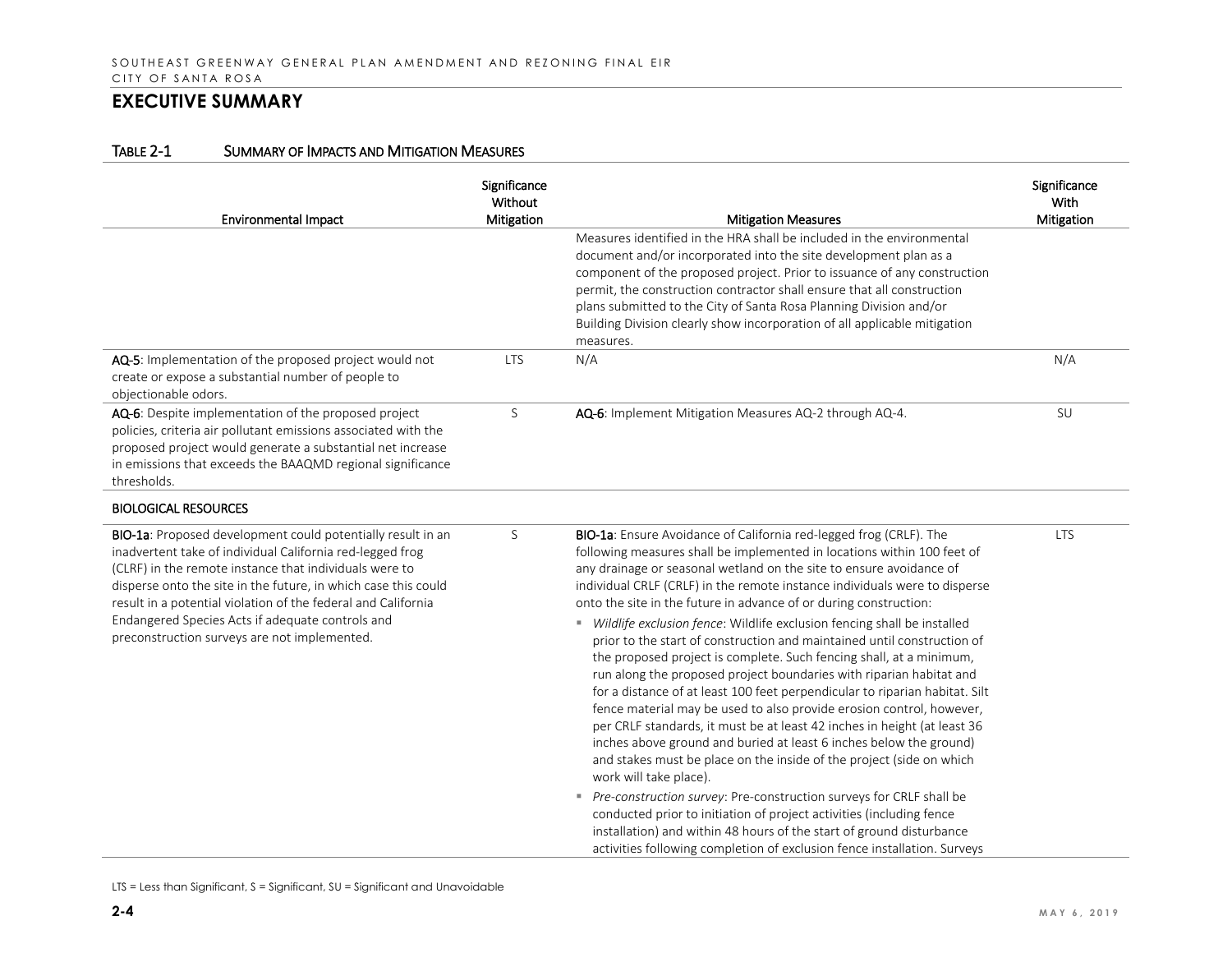## EXECUTIVE SUMMARY

TABLE 2-1 SUMMARY OF IMPACTS AND MITIGATION MEASURES

| Environmental Impact | Significance Without Mitigation | Mitigation Measures | Significance With Mitigation |
|---|---|---|---|
| | | Measures identified in the HRA shall be included in the environmental document and/or incorporated into the site development plan as a component of the proposed project. Prior to issuance of any construction permit, the construction contractor shall ensure that all construction plans submitted to the City of Santa Rosa Planning Division and/or Building Division clearly show incorporation of all applicable mitigation measures. | |
| **AQ-5**: Implementation of the proposed project would not create or expose a substantial number of people to objectionable odors. | LTS | N/A | N/A |
| **AQ-6**: Despite implementation of the proposed project policies, criteria air pollutant emissions associated with the proposed project would generate a substantial net increase in emissions that exceeds the BAAQMD regional significance thresholds. | S | **AQ-6**: Implement Mitigation Measures AQ-2 through AQ-4. | SU |
| **BIOLOGICAL RESOURCES** | | | |
| **BIO-1a**: Proposed development could potentially result in an inadvertent take of individual California red-legged frog (CLRF) in the remote instance that individuals were to disperse onto the site in the future, in which case this could result in a potential violation of the federal and California Endangered Species Acts if adequate controls and preconstruction surveys are not implemented. | S | **BIO-1a**: Ensure Avoidance of California red-legged frog (CRLF). The following measures shall be implemented in locations within 100 feet of any drainage or seasonal wetland on the site to ensure avoidance of individual CRLF (CRLF) in the remote instance individuals were to disperse onto the site in the future in advance of or during construction:<br>▪ *Wildlife exclusion fence*: Wildlife exclusion fencing shall be installed prior to the start of construction and maintained until construction of the proposed project is complete. Such fencing shall, at a minimum, run along the proposed project boundaries with riparian habitat and for a distance of at least 100 feet perpendicular to riparian habitat. Silt fence material may be used to also provide erosion control, however, per CRLF standards, it must be at least 42 inches in height (at least 36 inches above ground and buried at least 6 inches below the ground) and stakes must be place on the inside of the project (side on which work will take place).<br>▪ *Pre-construction survey*: Pre-construction surveys for CRLF shall be conducted prior to initiation of project activities (including fence installation) and within 48 hours of the start of ground disturbance activities following completion of exclusion fence installation. Surveys | LTS |

LTS = Less than Significant, S = Significant, SU = Significant and Unavoidable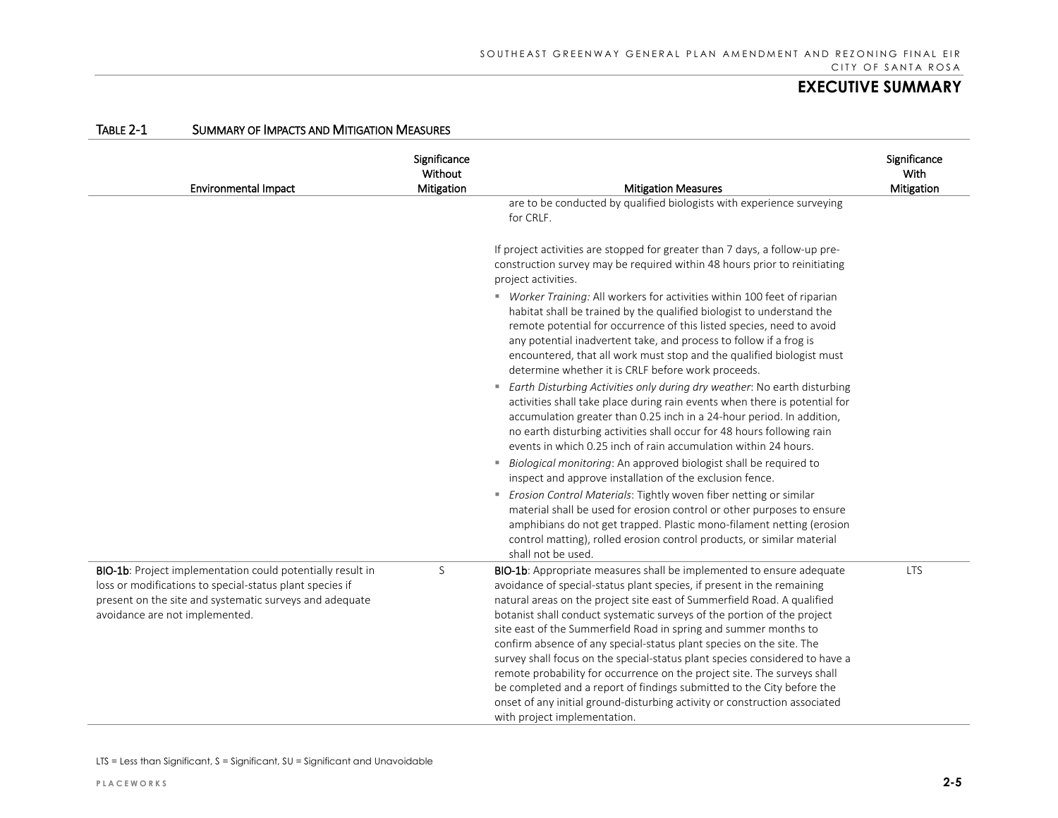## EXECUTIVE SUMMARY

TABLE 2-1 SUMMARY OF IMPACTS AND MITIGATION MEASURES

| Environmental Impact | Significance Without Mitigation | Mitigation Measures | Significance With Mitigation |
|---|---|---|---|
| | | are to be conducted by qualified biologists with experience surveying for CRLF.<br><br>If project activities are stopped for greater than 7 days, a follow-up pre-construction survey may be required within 48 hours prior to reinitiating project activities.<br>▪ *Worker Training:* All workers for activities within 100 feet of riparian habitat shall be trained by the qualified biologist to understand the remote potential for occurrence of this listed species, need to avoid any potential inadvertent take, and process to follow if a frog is encountered, that all work must stop and the qualified biologist must determine whether it is CRLF before work proceeds.<br>▪ *Earth Disturbing Activities only during dry weather*: No earth disturbing activities shall take place during rain events when there is potential for accumulation greater than 0.25 inch in a 24-hour period. In addition, no earth disturbing activities shall occur for 48 hours following rain events in which 0.25 inch of rain accumulation within 24 hours.<br>▪ *Biological monitoring*: An approved biologist shall be required to inspect and approve installation of the exclusion fence.<br>▪ *Erosion Control Materials*: Tightly woven fiber netting or similar material shall be used for erosion control or other purposes to ensure amphibians do not get trapped. Plastic mono-filament netting (erosion control matting), rolled erosion control products, or similar material shall not be used. | |
| **BIO-1b**: Project implementation could potentially result in loss or modifications to special-status plant species if present on the site and systematic surveys and adequate avoidance are not implemented. | S | **BIO-1b**: Appropriate measures shall be implemented to ensure adequate avoidance of special-status plant species, if present in the remaining natural areas on the project site east of Summerfield Road. A qualified botanist shall conduct systematic surveys of the portion of the project site east of the Summerfield Road in spring and summer months to confirm absence of any special-status plant species on the site. The survey shall focus on the special-status plant species considered to have a remote probability for occurrence on the project site. The surveys shall be completed and a report of findings submitted to the City before the onset of any initial ground-disturbing activity or construction associated with project implementation. | LTS |

LTS = Less than Significant, S = Significant, SU = Significant and Unavoidable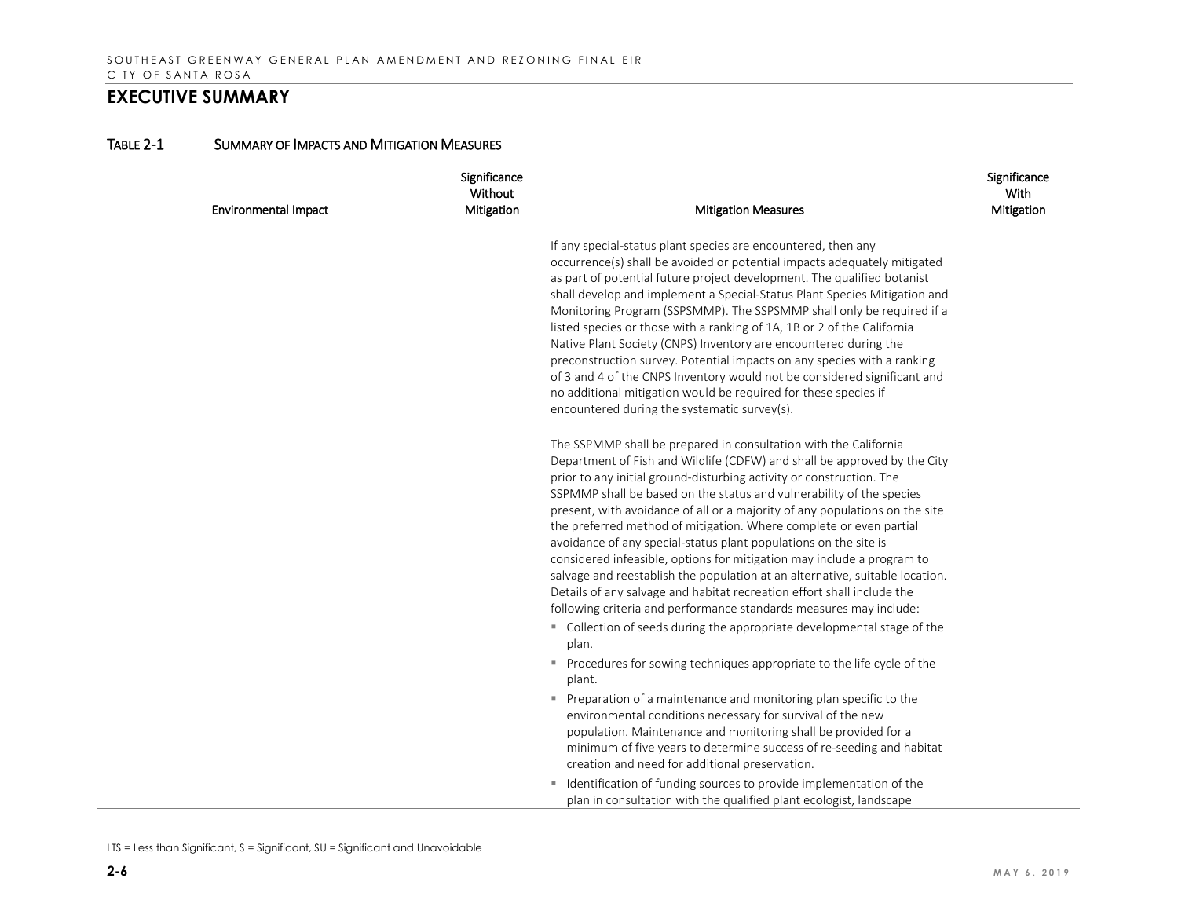## EXECUTIVE SUMMARY

TABLE 2-1 SUMMARY OF IMPACTS AND MITIGATION MEASURES

| Environmental Impact | Significance Without Mitigation | Mitigation Measures | Significance With Mitigation |
|---|---|---|---|
| | | If any special-status plant species are encountered, then any occurrence(s) shall be avoided or potential impacts adequately mitigated as part of potential future project development. The qualified botanist shall develop and implement a Special-Status Plant Species Mitigation and Monitoring Program (SSPSMMP). The SSPSMMP shall only be required if a listed species or those with a ranking of 1A, 1B or 2 of the California Native Plant Society (CNPS) Inventory are encountered during the preconstruction survey. Potential impacts on any species with a ranking of 3 and 4 of the CNPS Inventory would not be considered significant and no additional mitigation would be required for these species if encountered during the systematic survey(s).<br><br>The SSPMMP shall be prepared in consultation with the California Department of Fish and Wildlife (CDFW) and shall be approved by the City prior to any initial ground-disturbing activity or construction. The SSPMMP shall be based on the status and vulnerability of the species present, with avoidance of all or a majority of any populations on the site the preferred method of mitigation. Where complete or even partial avoidance of any special-status plant populations on the site is considered infeasible, options for mitigation may include a program to salvage and reestablish the population at an alternative, suitable location. Details of any salvage and habitat recreation effort shall include the following criteria and performance standards measures may include:<br>▪ Collection of seeds during the appropriate developmental stage of the plan.<br>▪ Procedures for sowing techniques appropriate to the life cycle of the plant.<br>▪ Preparation of a maintenance and monitoring plan specific to the environmental conditions necessary for survival of the new population. Maintenance and monitoring shall be provided for a minimum of five years to determine success of re-seeding and habitat creation and need for additional preservation.<br>▪ Identification of funding sources to provide implementation of the plan in consultation with the qualified plant ecologist, landscape | |

LTS = Less than Significant, S = Significant, SU = Significant and Unavoidable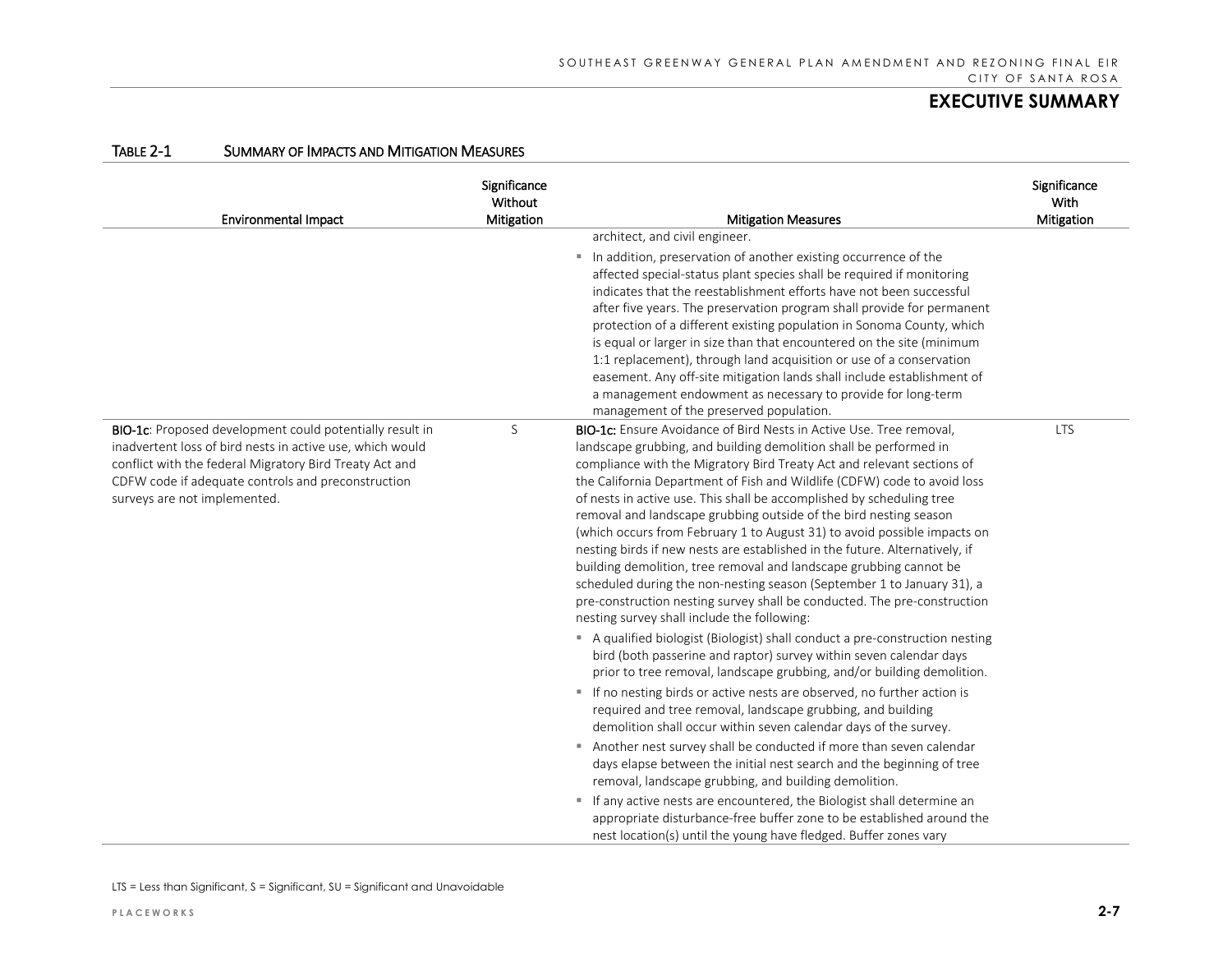## EXECUTIVE SUMMARY

TABLE 2-1 SUMMARY OF IMPACTS AND MITIGATION MEASURES

| Environmental Impact | Significance Without Mitigation | Mitigation Measures | Significance With Mitigation |
|---|---|---|---|
| | | architect, and civil engineer.<br>▪ In addition, preservation of another existing occurrence of the affected special-status plant species shall be required if monitoring indicates that the reestablishment efforts have not been successful after five years. The preservation program shall provide for permanent protection of a different existing population in Sonoma County, which is equal or larger in size than that encountered on the site (minimum 1:1 replacement), through land acquisition or use of a conservation easement. Any off-site mitigation lands shall include establishment of a management endowment as necessary to provide for long-term management of the preserved population. | |
| **BIO-1c**: Proposed development could potentially result in inadvertent loss of bird nests in active use, which would conflict with the federal Migratory Bird Treaty Act and CDFW code if adequate controls and preconstruction surveys are not implemented. | S | **BIO-1c:** Ensure Avoidance of Bird Nests in Active Use. Tree removal, landscape grubbing, and building demolition shall be performed in compliance with the Migratory Bird Treaty Act and relevant sections of the California Department of Fish and Wildlife (CDFW) code to avoid loss of nests in active use. This shall be accomplished by scheduling tree removal and landscape grubbing outside of the bird nesting season (which occurs from February 1 to August 31) to avoid possible impacts on nesting birds if new nests are established in the future. Alternatively, if building demolition, tree removal and landscape grubbing cannot be scheduled during the non-nesting season (September 1 to January 31), a pre-construction nesting survey shall be conducted. The pre-construction nesting survey shall include the following:<br>▪ A qualified biologist (Biologist) shall conduct a pre-construction nesting bird (both passerine and raptor) survey within seven calendar days prior to tree removal, landscape grubbing, and/or building demolition.<br>▪ If no nesting birds or active nests are observed, no further action is required and tree removal, landscape grubbing, and building demolition shall occur within seven calendar days of the survey.<br>▪ Another nest survey shall be conducted if more than seven calendar days elapse between the initial nest search and the beginning of tree removal, landscape grubbing, and building demolition.<br>▪ If any active nests are encountered, the Biologist shall determine an appropriate disturbance-free buffer zone to be established around the nest location(s) until the young have fledged. Buffer zones vary | LTS |

LTS = Less than Significant, S = Significant, SU = Significant and Unavoidable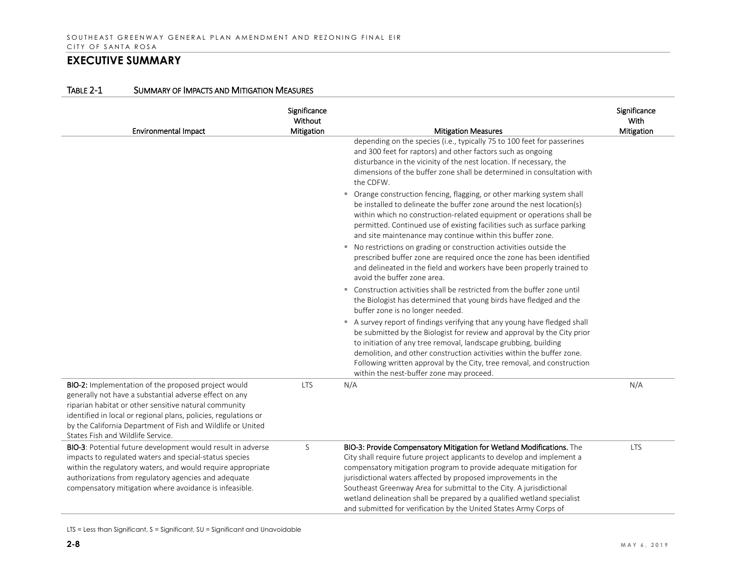## EXECUTIVE SUMMARY

TABLE 2-1 SUMMARY OF IMPACTS AND MITIGATION MEASURES

| Environmental Impact | Significance Without Mitigation | Mitigation Measures | Significance With Mitigation |
|---|---|---|---|
| | | depending on the species (i.e., typically 75 to 100 feet for passerines and 300 feet for raptors) and other factors such as ongoing disturbance in the vicinity of the nest location. If necessary, the dimensions of the buffer zone shall be determined in consultation with the CDFW.<br>▪ Orange construction fencing, flagging, or other marking system shall be installed to delineate the buffer zone around the nest location(s) within which no construction-related equipment or operations shall be permitted. Continued use of existing facilities such as surface parking and site maintenance may continue within this buffer zone.<br>▪ No restrictions on grading or construction activities outside the prescribed buffer zone are required once the zone has been identified and delineated in the field and workers have been properly trained to avoid the buffer zone area.<br>▪ Construction activities shall be restricted from the buffer zone until the Biologist has determined that young birds have fledged and the buffer zone is no longer needed.<br>▪ A survey report of findings verifying that any young have fledged shall be submitted by the Biologist for review and approval by the City prior to initiation of any tree removal, landscape grubbing, building demolition, and other construction activities within the buffer zone. Following written approval by the City, tree removal, and construction within the nest-buffer zone may proceed. | |
| **BIO-2:** Implementation of the proposed project would generally not have a substantial adverse effect on any riparian habitat or other sensitive natural community identified in local or regional plans, policies, regulations or by the California Department of Fish and Wildlife or United States Fish and Wildlife Service. | LTS | N/A | N/A |
| **BIO-3**: Potential future development would result in adverse impacts to regulated waters and special-status species within the regulatory waters, and would require appropriate authorizations from regulatory agencies and adequate compensatory mitigation where avoidance is infeasible. | S | **BIO-3: Provide Compensatory Mitigation for Wetland Modifications.** The City shall require future project applicants to develop and implement a compensatory mitigation program to provide adequate mitigation for jurisdictional waters affected by proposed improvements in the Southeast Greenway Area for submittal to the City. A jurisdictional wetland delineation shall be prepared by a qualified wetland specialist and submitted for verification by the United States Army Corps of | LTS |

LTS = Less than Significant, S = Significant, SU = Significant and Unavoidable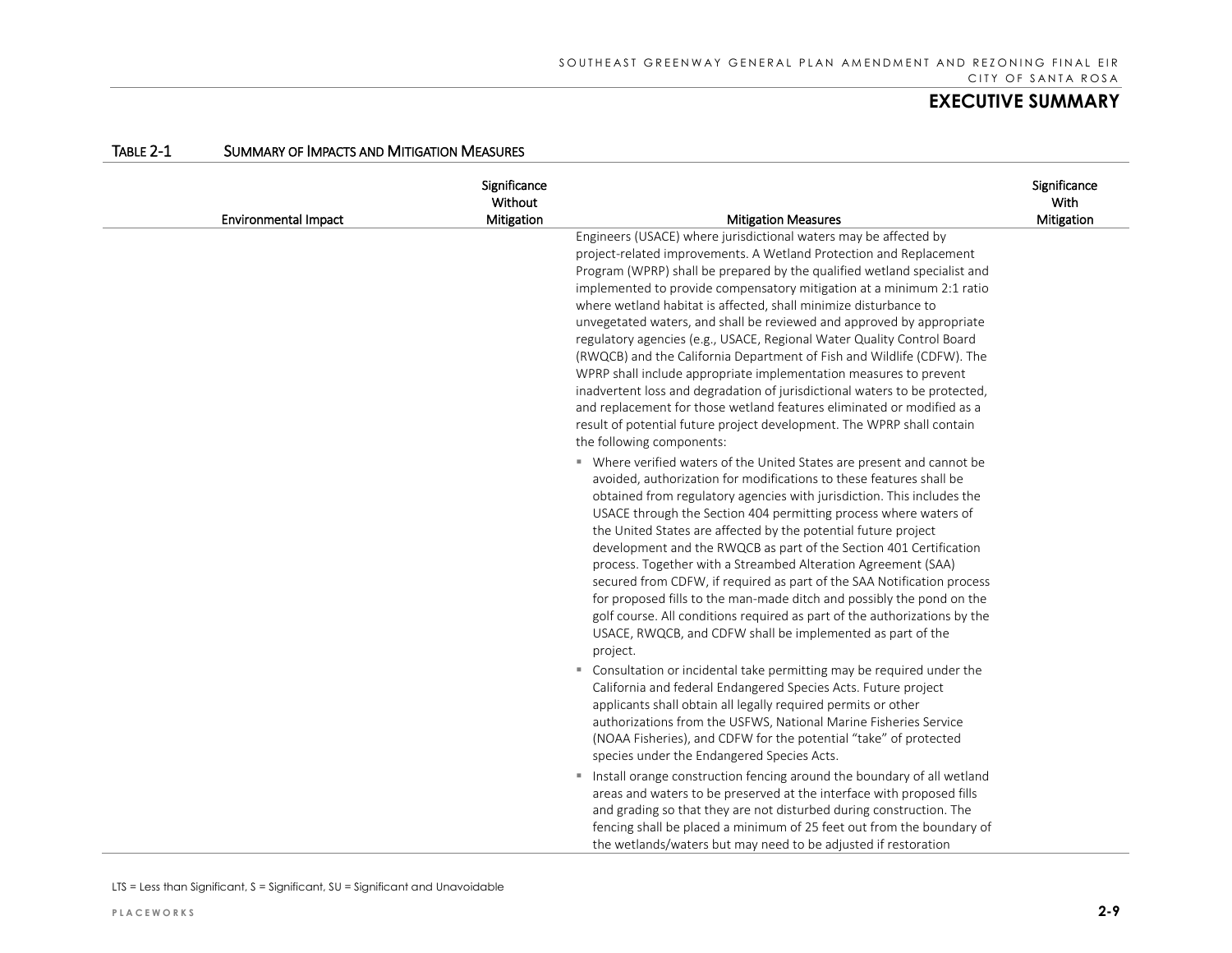## EXECUTIVE SUMMARY

TABLE 2-1 SUMMARY OF IMPACTS AND MITIGATION MEASURES

| Environmental Impact | Significance Without Mitigation | Mitigation Measures | Significance With Mitigation |
|---|---|---|---|
| | | Engineers (USACE) where jurisdictional waters may be affected by project-related improvements. A Wetland Protection and Replacement Program (WPRP) shall be prepared by the qualified wetland specialist and implemented to provide compensatory mitigation at a minimum 2:1 ratio where wetland habitat is affected, shall minimize disturbance to unvegetated waters, and shall be reviewed and approved by appropriate regulatory agencies (e.g., USACE, Regional Water Quality Control Board (RWQCB) and the California Department of Fish and Wildlife (CDFW). The WPRP shall include appropriate implementation measures to prevent inadvertent loss and degradation of jurisdictional waters to be protected, and replacement for those wetland features eliminated or modified as a result of potential future project development. The WPRP shall contain the following components:<br>▪ Where verified waters of the United States are present and cannot be avoided, authorization for modifications to these features shall be obtained from regulatory agencies with jurisdiction. This includes the USACE through the Section 404 permitting process where waters of the United States are affected by the potential future project development and the RWQCB as part of the Section 401 Certification process. Together with a Streambed Alteration Agreement (SAA) secured from CDFW, if required as part of the SAA Notification process for proposed fills to the man-made ditch and possibly the pond on the golf course. All conditions required as part of the authorizations by the USACE, RWQCB, and CDFW shall be implemented as part of the project.<br>▪ Consultation or incidental take permitting may be required under the California and federal Endangered Species Acts. Future project applicants shall obtain all legally required permits or other authorizations from the USFWS, National Marine Fisheries Service (NOAA Fisheries), and CDFW for the potential "take" of protected species under the Endangered Species Acts.<br>▪ Install orange construction fencing around the boundary of all wetland areas and waters to be preserved at the interface with proposed fills and grading so that they are not disturbed during construction. The fencing shall be placed a minimum of 25 feet out from the boundary of the wetlands/waters but may need to be adjusted if restoration | |

LTS = Less than Significant, S = Significant, SU = Significant and Unavoidable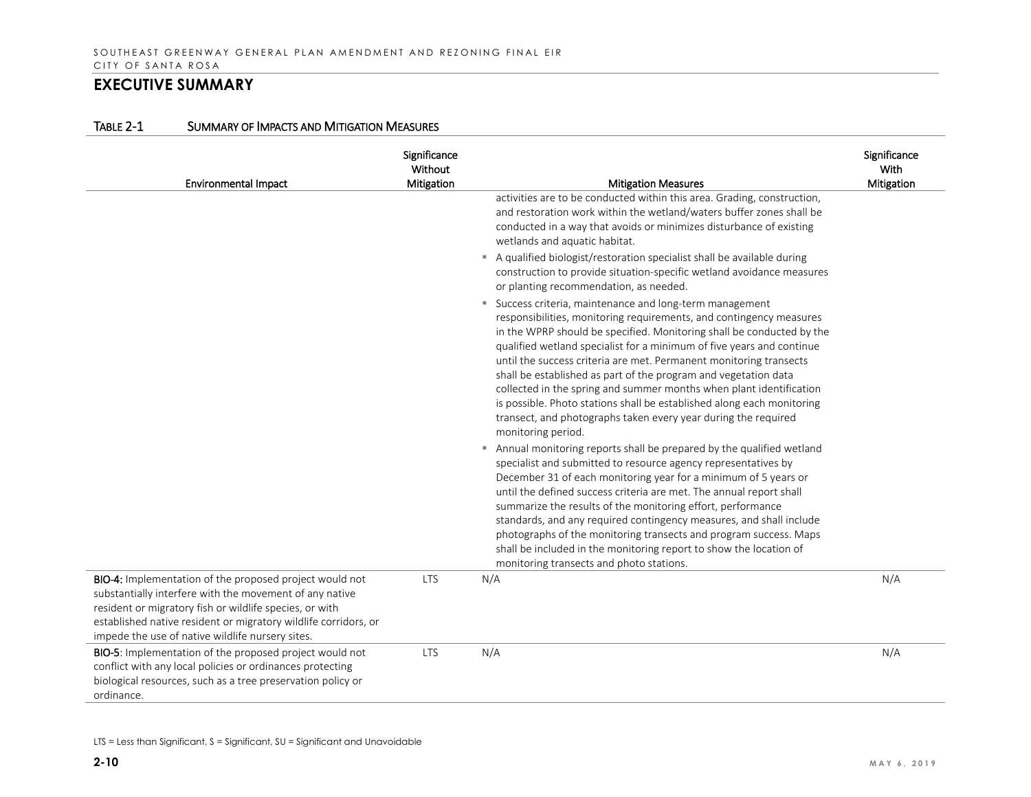## EXECUTIVE SUMMARY

TABLE 2-1 SUMMARY OF IMPACTS AND MITIGATION MEASURES

| Environmental Impact | Significance Without Mitigation | Mitigation Measures | Significance With Mitigation |
|---|---|---|---|
| | | activities are to be conducted within this area. Grading, construction, and restoration work within the wetland/waters buffer zones shall be conducted in a way that avoids or minimizes disturbance of existing wetlands and aquatic habitat.<br>▪ A qualified biologist/restoration specialist shall be available during construction to provide situation-specific wetland avoidance measures or planting recommendation, as needed.<br>▪ Success criteria, maintenance and long-term management responsibilities, monitoring requirements, and contingency measures in the WPRP should be specified. Monitoring shall be conducted by the qualified wetland specialist for a minimum of five years and continue until the success criteria are met. Permanent monitoring transects shall be established as part of the program and vegetation data collected in the spring and summer months when plant identification is possible. Photo stations shall be established along each monitoring transect, and photographs taken every year during the required monitoring period.<br>▪ Annual monitoring reports shall be prepared by the qualified wetland specialist and submitted to resource agency representatives by December 31 of each monitoring year for a minimum of 5 years or until the defined success criteria are met. The annual report shall summarize the results of the monitoring effort, performance standards, and any required contingency measures, and shall include photographs of the monitoring transects and program success. Maps shall be included in the monitoring report to show the location of monitoring transects and photo stations. | |
| **BIO-4:** Implementation of the proposed project would not substantially interfere with the movement of any native resident or migratory fish or wildlife species, or with established native resident or migratory wildlife corridors, or impede the use of native wildlife nursery sites. | LTS | N/A | N/A |
| **BIO-5**: Implementation of the proposed project would not conflict with any local policies or ordinances protecting biological resources, such as a tree preservation policy or ordinance. | LTS | N/A | N/A |

LTS = Less than Significant, S = Significant, SU = Significant and Unavoidable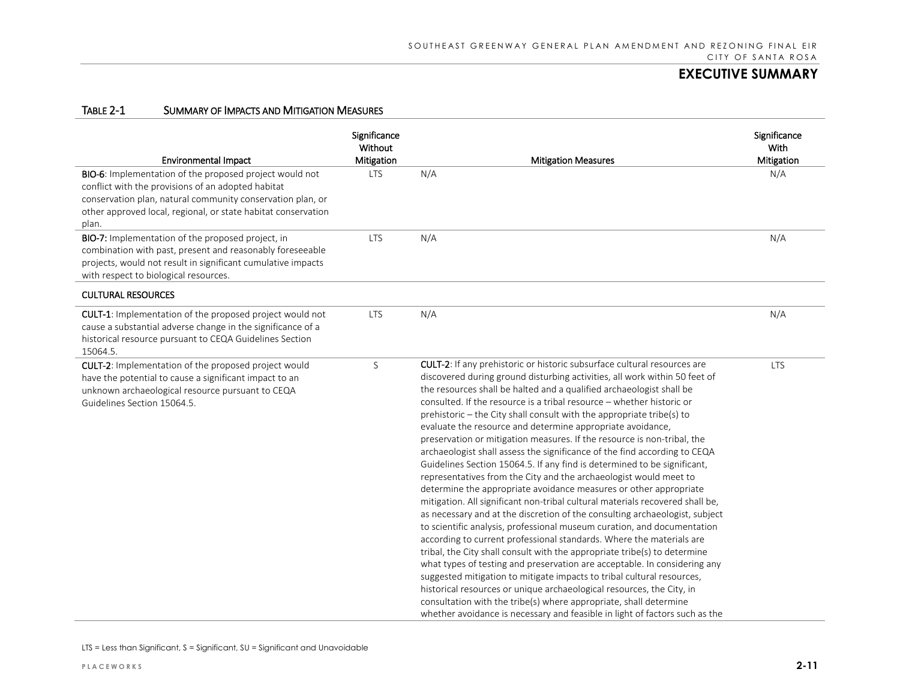## EXECUTIVE SUMMARY

TABLE 2-1 SUMMARY OF IMPACTS AND MITIGATION MEASURES

| Environmental Impact | Significance Without Mitigation | Mitigation Measures | Significance With Mitigation |
|---|---|---|---|
| **BIO-6**: Implementation of the proposed project would not conflict with the provisions of an adopted habitat conservation plan, natural community conservation plan, or other approved local, regional, or state habitat conservation plan. | LTS | N/A | N/A |
| **BIO-7:** Implementation of the proposed project, in combination with past, present and reasonably foreseeable projects, would not result in significant cumulative impacts with respect to biological resources. | LTS | N/A | N/A |
| **CULTURAL RESOURCES** | | | |
| **CULT-1**: Implementation of the proposed project would not cause a substantial adverse change in the significance of a historical resource pursuant to CEQA Guidelines Section 15064.5. | LTS | N/A | N/A |
| **CULT-2**: Implementation of the proposed project would have the potential to cause a significant impact to an unknown archaeological resource pursuant to CEQA Guidelines Section 15064.5. | S | **CULT-2**: If any prehistoric or historic subsurface cultural resources are discovered during ground disturbing activities, all work within 50 feet of the resources shall be halted and a qualified archaeologist shall be consulted. If the resource is a tribal resource – whether historic or prehistoric – the City shall consult with the appropriate tribe(s) to evaluate the resource and determine appropriate avoidance, preservation or mitigation measures. If the resource is non-tribal, the archaeologist shall assess the significance of the find according to CEQA Guidelines Section 15064.5. If any find is determined to be significant, representatives from the City and the archaeologist would meet to determine the appropriate avoidance measures or other appropriate mitigation. All significant non-tribal cultural materials recovered shall be, as necessary and at the discretion of the consulting archaeologist, subject to scientific analysis, professional museum curation, and documentation according to current professional standards. Where the materials are tribal, the City shall consult with the appropriate tribe(s) to determine what types of testing and preservation are acceptable. In considering any suggested mitigation to mitigate impacts to tribal cultural resources, historical resources or unique archaeological resources, the City, in consultation with the tribe(s) where appropriate, shall determine whether avoidance is necessary and feasible in light of factors such as the | LTS |

LTS = Less than Significant, S = Significant, SU = Significant and Unavoidable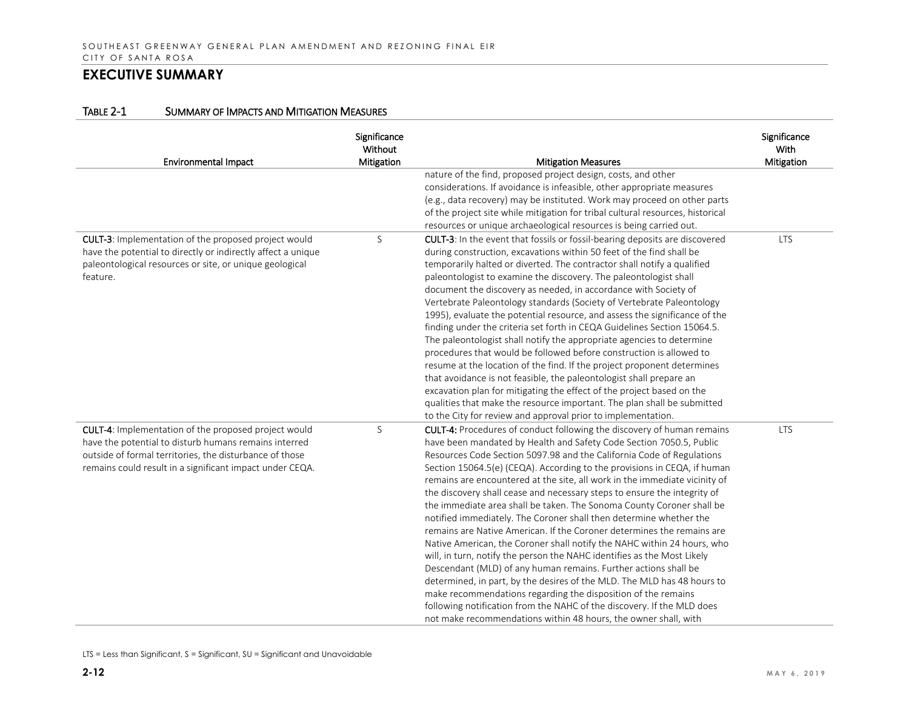## EXECUTIVE SUMMARY

TABLE 2-1 SUMMARY OF IMPACTS AND MITIGATION MEASURES

| Environmental Impact | Significance Without Mitigation | Mitigation Measures | Significance With Mitigation |
|---|---|---|---|
| | | nature of the find, proposed project design, costs, and other considerations. If avoidance is infeasible, other appropriate measures (e.g., data recovery) may be instituted. Work may proceed on other parts of the project site while mitigation for tribal cultural resources, historical resources or unique archaeological resources is being carried out. | |
| **CULT-3**: Implementation of the proposed project would have the potential to directly or indirectly affect a unique paleontological resources or site, or unique geological feature. | S | **CULT-3**: In the event that fossils or fossil-bearing deposits are discovered during construction, excavations within 50 feet of the find shall be temporarily halted or diverted. The contractor shall notify a qualified paleontologist to examine the discovery. The paleontologist shall document the discovery as needed, in accordance with Society of Vertebrate Paleontology standards (Society of Vertebrate Paleontology 1995), evaluate the potential resource, and assess the significance of the finding under the criteria set forth in CEQA Guidelines Section 15064.5. The paleontologist shall notify the appropriate agencies to determine procedures that would be followed before construction is allowed to resume at the location of the find. If the project proponent determines that avoidance is not feasible, the paleontologist shall prepare an excavation plan for mitigating the effect of the project based on the qualities that make the resource important. The plan shall be submitted to the City for review and approval prior to implementation. | LTS |
| **CULT-4**: Implementation of the proposed project would have the potential to disturb humans remains interred outside of formal territories, the disturbance of those remains could result in a significant impact under CEQA. | S | **CULT-4:** Procedures of conduct following the discovery of human remains have been mandated by Health and Safety Code Section 7050.5, Public Resources Code Section 5097.98 and the California Code of Regulations Section 15064.5(e) (CEQA). According to the provisions in CEQA, if human remains are encountered at the site, all work in the immediate vicinity of the discovery shall cease and necessary steps to ensure the integrity of the immediate area shall be taken. The Sonoma County Coroner shall be notified immediately. The Coroner shall then determine whether the remains are Native American. If the Coroner determines the remains are Native American, the Coroner shall notify the NAHC within 24 hours, who will, in turn, notify the person the NAHC identifies as the Most Likely Descendant (MLD) of any human remains. Further actions shall be determined, in part, by the desires of the MLD. The MLD has 48 hours to make recommendations regarding the disposition of the remains following notification from the NAHC of the discovery. If the MLD does not make recommendations within 48 hours, the owner shall, with | LTS |

LTS = Less than Significant, S = Significant, SU = Significant and Unavoidable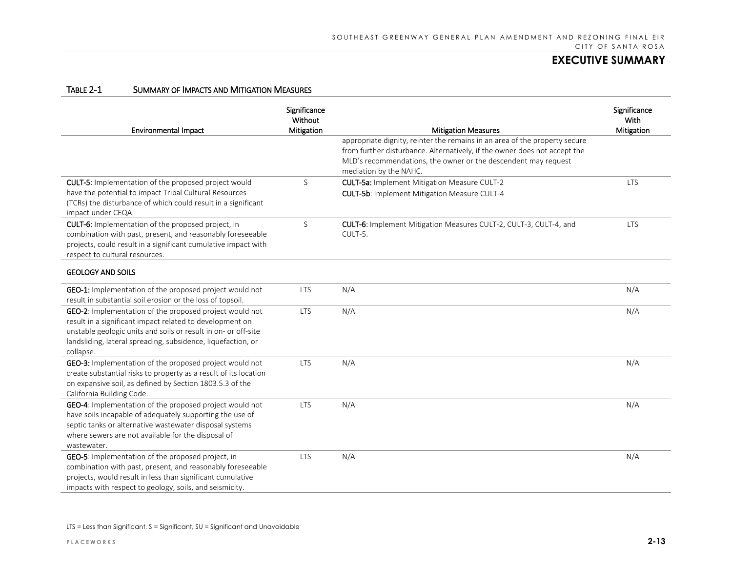## EXECUTIVE SUMMARY

TABLE 2-1 SUMMARY OF IMPACTS AND MITIGATION MEASURES

| Environmental Impact | Significance Without Mitigation | Mitigation Measures | Significance With Mitigation |
|---|---|---|---|
| | | appropriate dignity, reinter the remains in an area of the property secure from further disturbance. Alternatively, if the owner does not accept the MLD's recommendations, the owner or the descendent may request mediation by the NAHC. | |
| **CULT-5**: Implementation of the proposed project would have the potential to impact Tribal Cultural Resources (TCRs) the disturbance of which could result in a significant impact under CEQA. | S | **CULT-5a:** Implement Mitigation Measure CULT-2<br>**CULT-5b**: Implement Mitigation Measure CULT-4 | LTS |
| **CULT-6**: Implementation of the proposed project, in combination with past, present, and reasonably foreseeable projects, could result in a significant cumulative impact with respect to cultural resources. | S | **CULT-6**: Implement Mitigation Measures CULT-2, CULT-3, CULT-4, and CULT-5. | LTS |
| **GEOLOGY AND SOILS** | | | |
| **GEO-1:** Implementation of the proposed project would not result in substantial soil erosion or the loss of topsoil. | LTS | N/A | N/A |
| **GEO-2**: Implementation of the proposed project would not result in a significant impact related to development on unstable geologic units and soils or result in on- or off-site landsliding, lateral spreading, subsidence, liquefaction, or collapse. | LTS | N/A | N/A |
| **GEO-3:** Implementation of the proposed project would not create substantial risks to property as a result of its location on expansive soil, as defined by Section 1803.5.3 of the California Building Code. | LTS | N/A | N/A |
| **GEO-4**: Implementation of the proposed project would not have soils incapable of adequately supporting the use of septic tanks or alternative wastewater disposal systems where sewers are not available for the disposal of wastewater. | LTS | N/A | N/A |
| **GEO-5**: Implementation of the proposed project, in combination with past, present, and reasonably foreseeable projects, would result in less than significant cumulative impacts with respect to geology, soils, and seismicity. | LTS | N/A | N/A |

LTS = Less than Significant, S = Significant, SU = Significant and Unavoidable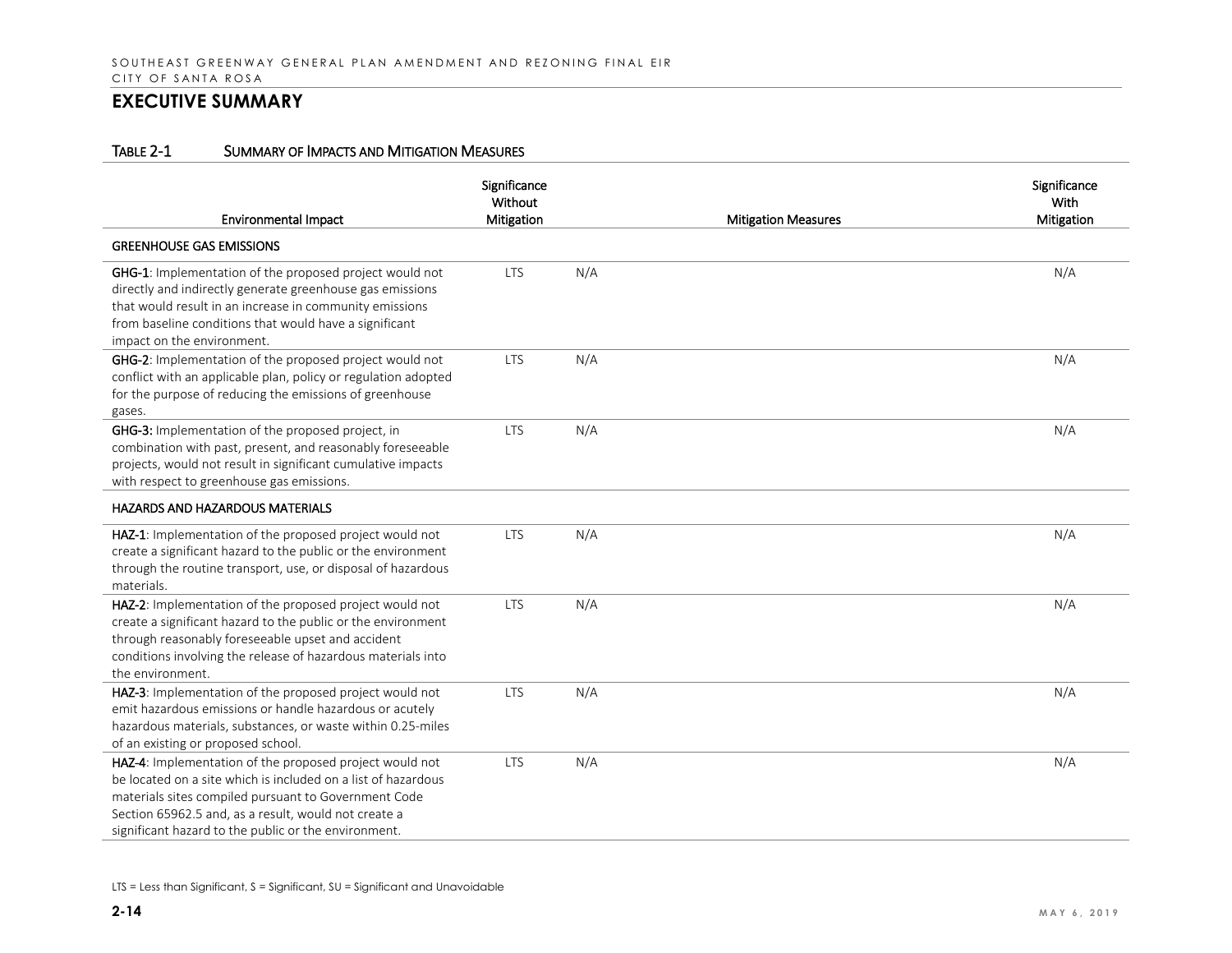## EXECUTIVE SUMMARY

TABLE 2-1 SUMMARY OF IMPACTS AND MITIGATION MEASURES

| Environmental Impact | Significance Without Mitigation | Mitigation Measures | Significance With Mitigation |
|---|---|---|---|
| **GREENHOUSE GAS EMISSIONS** | | | |
| **GHG-1**: Implementation of the proposed project would not directly and indirectly generate greenhouse gas emissions that would result in an increase in community emissions from baseline conditions that would have a significant impact on the environment. | LTS | N/A | N/A |
| **GHG-2**: Implementation of the proposed project would not conflict with an applicable plan, policy or regulation adopted for the purpose of reducing the emissions of greenhouse gases. | LTS | N/A | N/A |
| **GHG-3:** Implementation of the proposed project, in combination with past, present, and reasonably foreseeable projects, would not result in significant cumulative impacts with respect to greenhouse gas emissions. | LTS | N/A | N/A |
| **HAZARDS AND HAZARDOUS MATERIALS** | | | |
| **HAZ-1**: Implementation of the proposed project would not create a significant hazard to the public or the environment through the routine transport, use, or disposal of hazardous materials. | LTS | N/A | N/A |
| **HAZ-2**: Implementation of the proposed project would not create a significant hazard to the public or the environment through reasonably foreseeable upset and accident conditions involving the release of hazardous materials into the environment. | LTS | N/A | N/A |
| **HAZ-3**: Implementation of the proposed project would not emit hazardous emissions or handle hazardous or acutely hazardous materials, substances, or waste within 0.25-miles of an existing or proposed school. | LTS | N/A | N/A |
| **HAZ-4**: Implementation of the proposed project would not be located on a site which is included on a list of hazardous materials sites compiled pursuant to Government Code Section 65962.5 and, as a result, would not create a significant hazard to the public or the environment. | LTS | N/A | N/A |

LTS = Less than Significant, S = Significant, SU = Significant and Unavoidable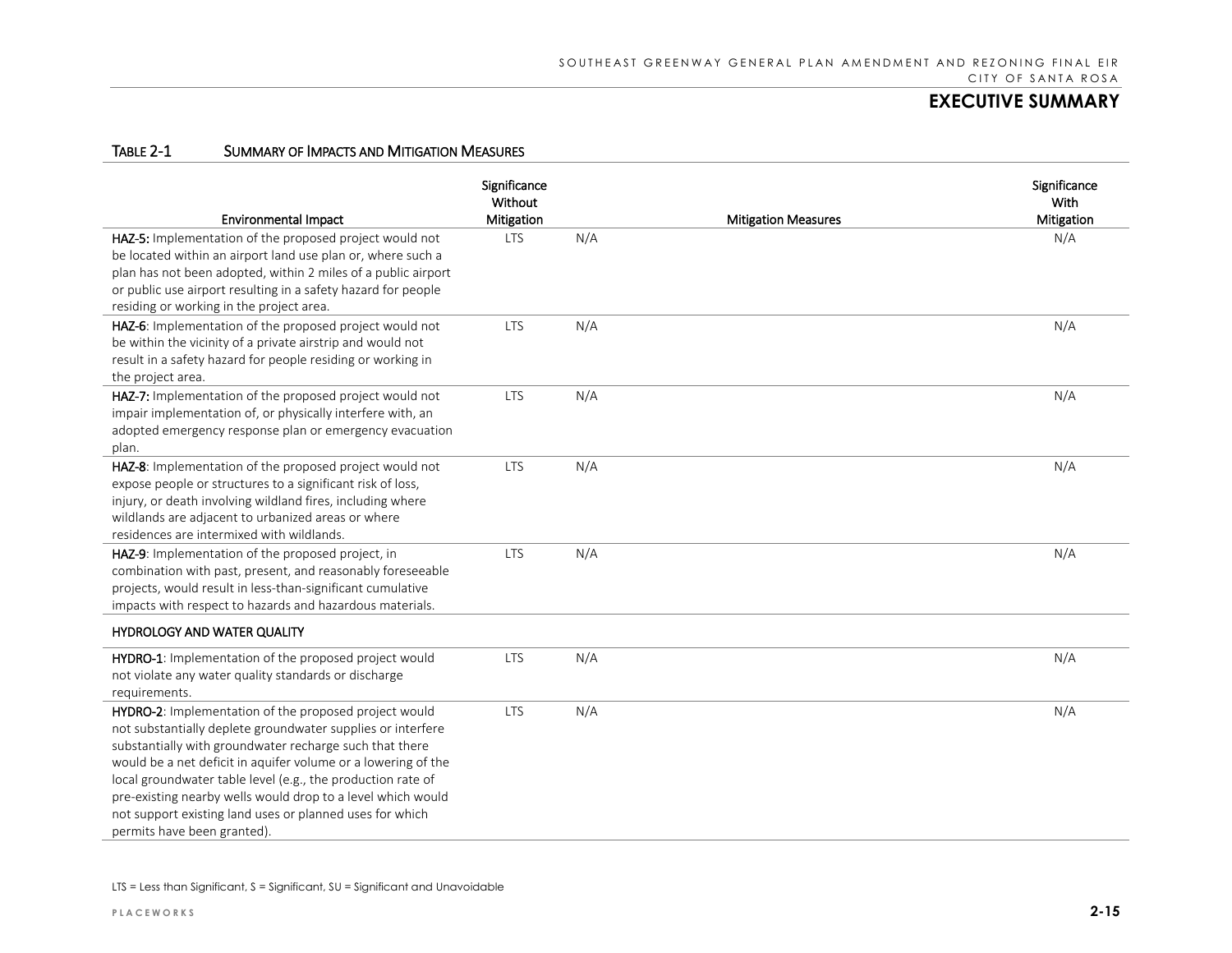**TABLE 2-1 SUMMARY OF IMPACTS AND MITIGATION MEASURES**

| Environmental Impact | Significance Without Mitigation | Mitigation Measures | Significance With Mitigation |
|---|---|---|---|
| **HAZ-5:** Implementation of the proposed project would not be located within an airport land use plan or, where such a plan has not been adopted, within 2 miles of a public airport or public use airport resulting in a safety hazard for people residing or working in the project area. | LTS | N/A | N/A |
| **HAZ-6**: Implementation of the proposed project would not be within the vicinity of a private airstrip and would not result in a safety hazard for people residing or working in the project area. | LTS | N/A | N/A |
| **HAZ-7:** Implementation of the proposed project would not impair implementation of, or physically interfere with, an adopted emergency response plan or emergency evacuation plan. | LTS | N/A | N/A |
| **HAZ-8**: Implementation of the proposed project would not expose people or structures to a significant risk of loss, injury, or death involving wildland fires, including where wildlands are adjacent to urbanized areas or where residences are intermixed with wildlands. | LTS | N/A | N/A |
| **HAZ-9**: Implementation of the proposed project, in combination with past, present, and reasonably foreseeable projects, would result in less-than-significant cumulative impacts with respect to hazards and hazardous materials. | LTS | N/A | N/A |
| **HYDROLOGY AND WATER QUALITY** | | | |
| **HYDRO-1**: Implementation of the proposed project would not violate any water quality standards or discharge requirements. | LTS | N/A | N/A |
| **HYDRO-2**: Implementation of the proposed project would not substantially deplete groundwater supplies or interfere substantially with groundwater recharge such that there would be a net deficit in aquifer volume or a lowering of the local groundwater table level (e.g., the production rate of pre-existing nearby wells would drop to a level which would not support existing land uses or planned uses for which permits have been granted). | LTS | N/A | N/A |

LTS = Less than Significant, S = Significant, SU = Significant and Unavoidable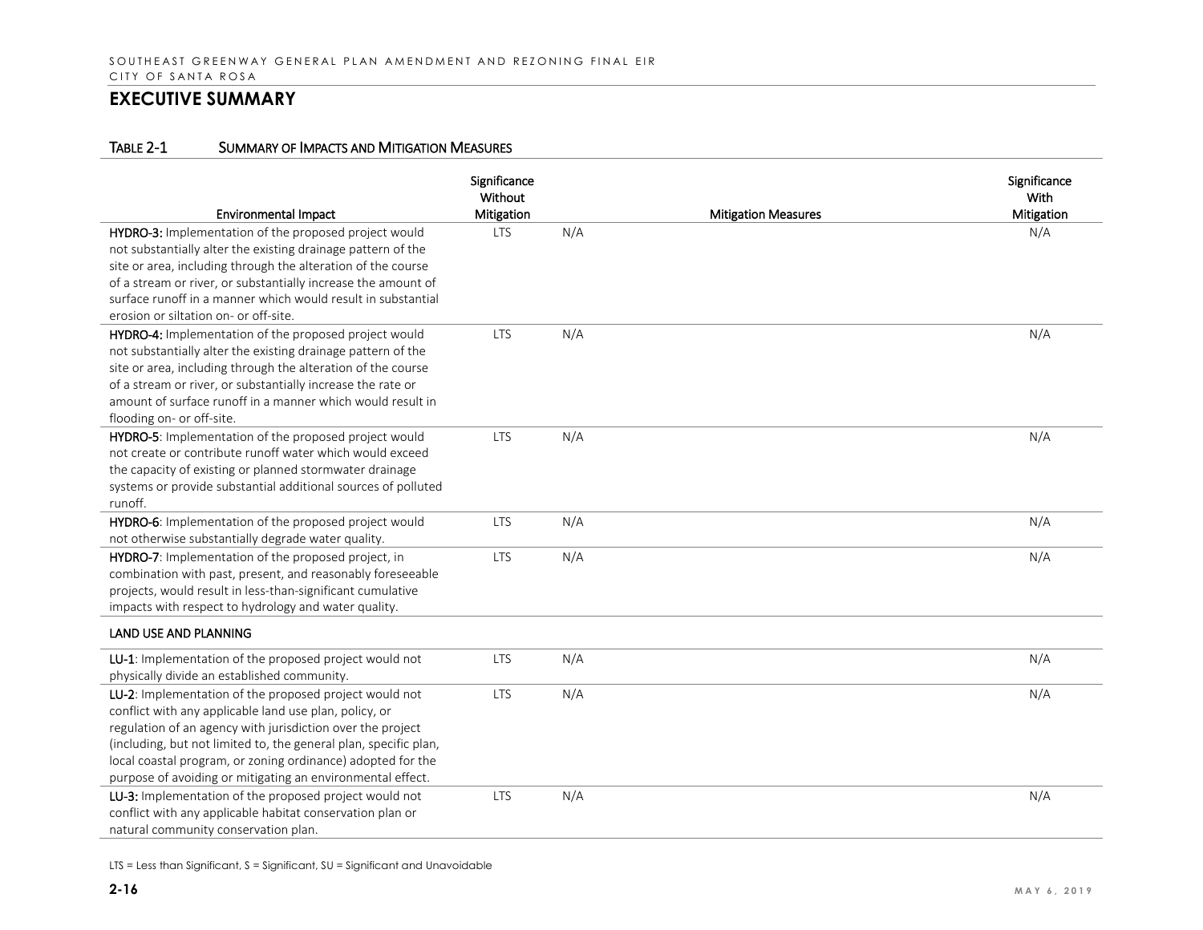## EXECUTIVE SUMMARY

TABLE 2-1 SUMMARY OF IMPACTS AND MITIGATION MEASURES

| Environmental Impact | Significance Without Mitigation | Mitigation Measures | Significance With Mitigation |
|---|---|---|---|
| **HYDRO-3:** Implementation of the proposed project would not substantially alter the existing drainage pattern of the site or area, including through the alteration of the course of a stream or river, or substantially increase the amount of surface runoff in a manner which would result in substantial erosion or siltation on- or off-site. | LTS | N/A | N/A |
| **HYDRO-4:** Implementation of the proposed project would not substantially alter the existing drainage pattern of the site or area, including through the alteration of the course of a stream or river, or substantially increase the rate or amount of surface runoff in a manner which would result in flooding on- or off-site. | LTS | N/A | N/A |
| **HYDRO-5**: Implementation of the proposed project would not create or contribute runoff water which would exceed the capacity of existing or planned stormwater drainage systems or provide substantial additional sources of polluted runoff. | LTS | N/A | N/A |
| **HYDRO-6**: Implementation of the proposed project would not otherwise substantially degrade water quality. | LTS | N/A | N/A |
| **HYDRO-7**: Implementation of the proposed project, in combination with past, present, and reasonably foreseeable projects, would result in less-than-significant cumulative impacts with respect to hydrology and water quality. | LTS | N/A | N/A |
| **LAND USE AND PLANNING** | | | |
| **LU-1**: Implementation of the proposed project would not physically divide an established community. | LTS | N/A | N/A |
| **LU-2**: Implementation of the proposed project would not conflict with any applicable land use plan, policy, or regulation of an agency with jurisdiction over the project (including, but not limited to, the general plan, specific plan, local coastal program, or zoning ordinance) adopted for the purpose of avoiding or mitigating an environmental effect. | LTS | N/A | N/A |
| **LU-3:** Implementation of the proposed project would not conflict with any applicable habitat conservation plan or natural community conservation plan. | LTS | N/A | N/A |

LTS = Less than Significant, S = Significant, SU = Significant and Unavoidable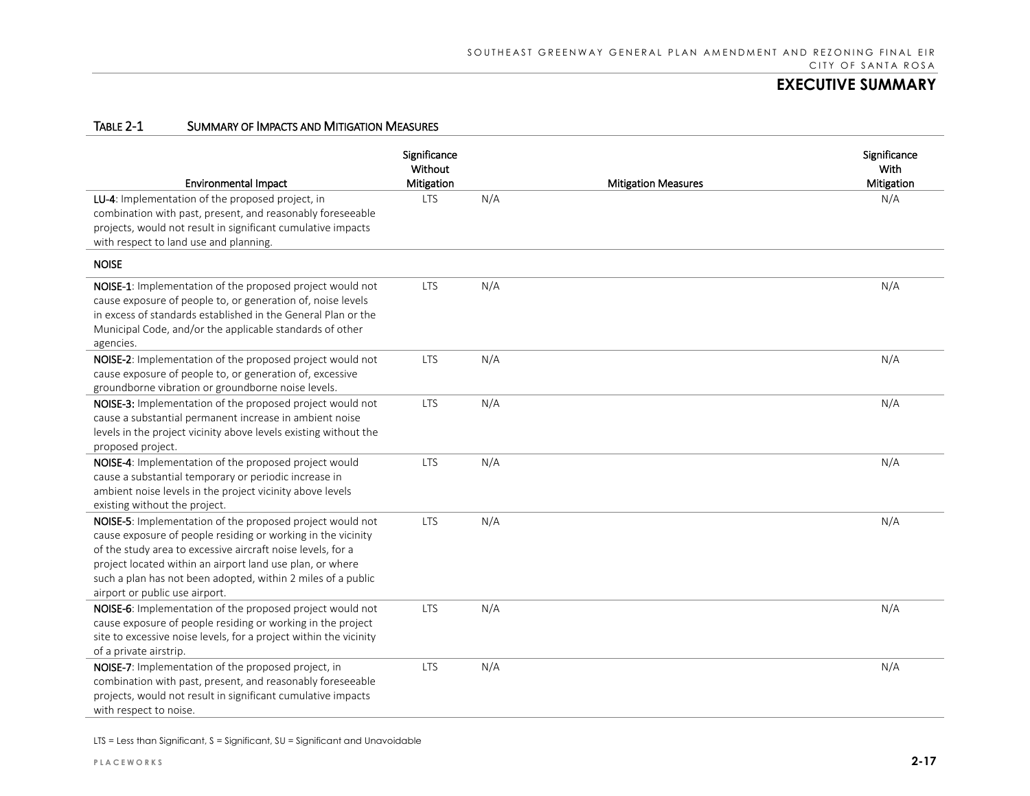## EXECUTIVE SUMMARY

TABLE 2-1 SUMMARY OF IMPACTS AND MITIGATION MEASURES

| Environmental Impact | Significance Without Mitigation | Mitigation Measures | Significance With Mitigation |
|---|---|---|---|
| **LU-4**: Implementation of the proposed project, in combination with past, present, and reasonably foreseeable projects, would not result in significant cumulative impacts with respect to land use and planning. | LTS | N/A | N/A |
| **NOISE** | | | |
| **NOISE-1**: Implementation of the proposed project would not cause exposure of people to, or generation of, noise levels in excess of standards established in the General Plan or the Municipal Code, and/or the applicable standards of other agencies. | LTS | N/A | N/A |
| **NOISE-2**: Implementation of the proposed project would not cause exposure of people to, or generation of, excessive groundborne vibration or groundborne noise levels. | LTS | N/A | N/A |
| **NOISE-3:** Implementation of the proposed project would not cause a substantial permanent increase in ambient noise levels in the project vicinity above levels existing without the proposed project. | LTS | N/A | N/A |
| **NOISE-4**: Implementation of the proposed project would cause a substantial temporary or periodic increase in ambient noise levels in the project vicinity above levels existing without the project. | LTS | N/A | N/A |
| **NOISE-5**: Implementation of the proposed project would not cause exposure of people residing or working in the vicinity of the study area to excessive aircraft noise levels, for a project located within an airport land use plan, or where such a plan has not been adopted, within 2 miles of a public airport or public use airport. | LTS | N/A | N/A |
| **NOISE-6**: Implementation of the proposed project would not cause exposure of people residing or working in the project site to excessive noise levels, for a project within the vicinity of a private airstrip. | LTS | N/A | N/A |
| **NOISE-7**: Implementation of the proposed project, in combination with past, present, and reasonably foreseeable projects, would not result in significant cumulative impacts with respect to noise. | LTS | N/A | N/A |

LTS = Less than Significant, S = Significant, SU = Significant and Unavoidable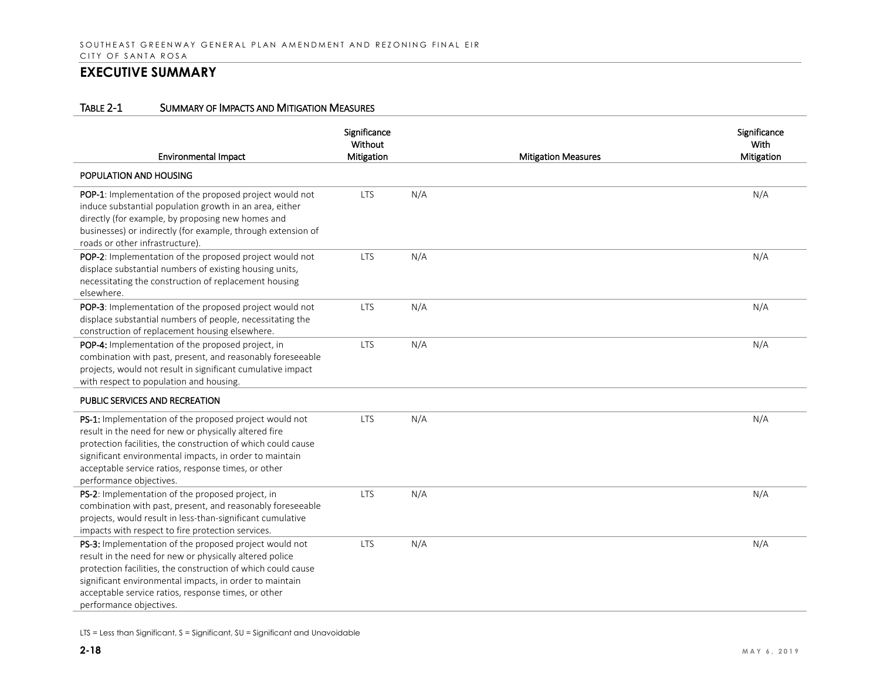## EXECUTIVE SUMMARY

TABLE 2-1 SUMMARY OF IMPACTS AND MITIGATION MEASURES

| Environmental Impact | Significance Without Mitigation | Mitigation Measures | Significance With Mitigation |
|---|---|---|---|
| **POPULATION AND HOUSING** | | | |
| **POP-1**: Implementation of the proposed project would not induce substantial population growth in an area, either directly (for example, by proposing new homes and businesses) or indirectly (for example, through extension of roads or other infrastructure). | LTS | N/A | N/A |
| **POP-2**: Implementation of the proposed project would not displace substantial numbers of existing housing units, necessitating the construction of replacement housing elsewhere. | LTS | N/A | N/A |
| **POP-3**: Implementation of the proposed project would not displace substantial numbers of people, necessitating the construction of replacement housing elsewhere. | LTS | N/A | N/A |
| **POP-4:** Implementation of the proposed project, in combination with past, present, and reasonably foreseeable projects, would not result in significant cumulative impact with respect to population and housing. | LTS | N/A | N/A |
| **PUBLIC SERVICES AND RECREATION** | | | |
| **PS-1:** Implementation of the proposed project would not result in the need for new or physically altered fire protection facilities, the construction of which could cause significant environmental impacts, in order to maintain acceptable service ratios, response times, or other performance objectives. | LTS | N/A | N/A |
| **PS-2**: Implementation of the proposed project, in combination with past, present, and reasonably foreseeable projects, would result in less-than-significant cumulative impacts with respect to fire protection services. | LTS | N/A | N/A |
| **PS-3:** Implementation of the proposed project would not result in the need for new or physically altered police protection facilities, the construction of which could cause significant environmental impacts, in order to maintain acceptable service ratios, response times, or other performance objectives. | LTS | N/A | N/A |

LTS = Less than Significant, S = Significant, SU = Significant and Unavoidable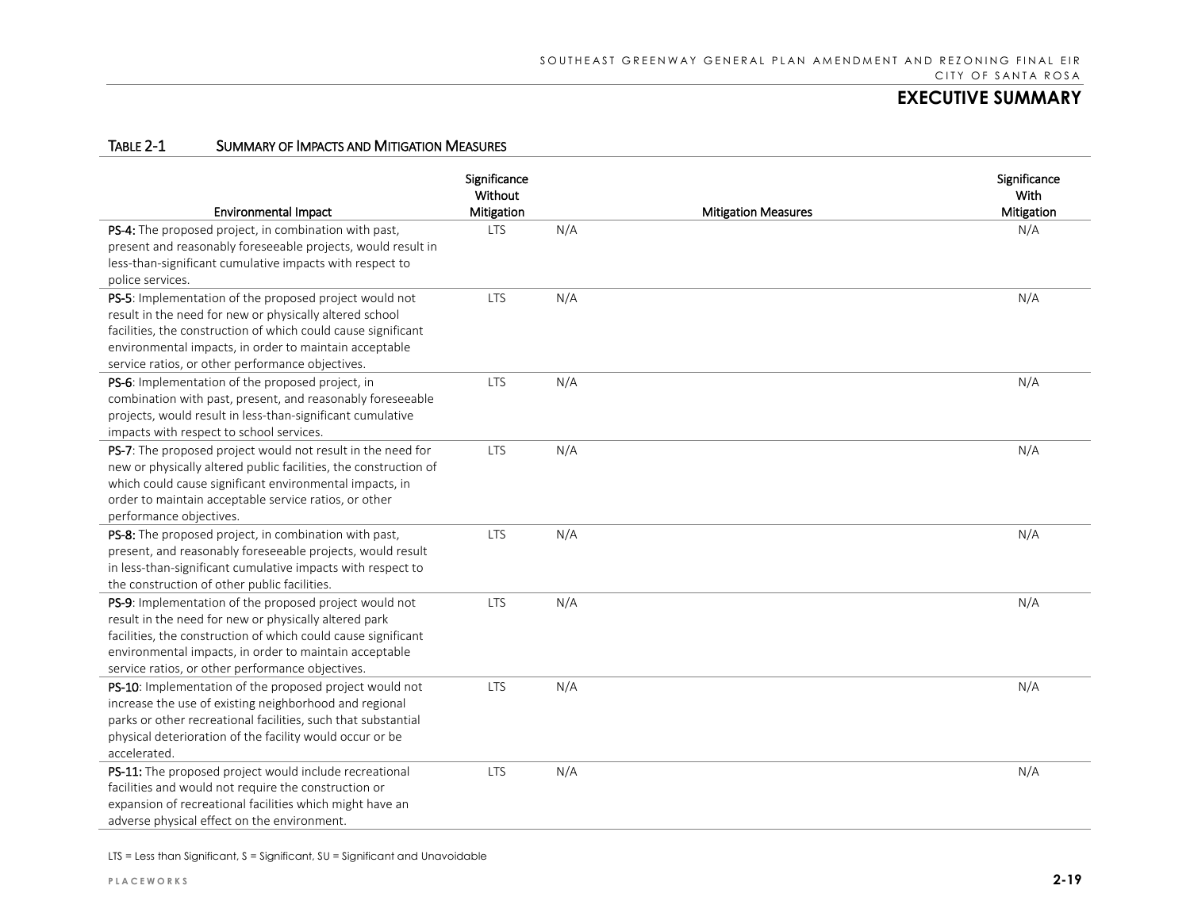## EXECUTIVE SUMMARY

TABLE 2-1 SUMMARY OF IMPACTS AND MITIGATION MEASURES

| Environmental Impact | Significance Without Mitigation | Mitigation Measures | Significance With Mitigation |
|---|---|---|---|
| **PS-4:** The proposed project, in combination with past, present and reasonably foreseeable projects, would result in less-than-significant cumulative impacts with respect to police services. | LTS | N/A | N/A |
| **PS-5**: Implementation of the proposed project would not result in the need for new or physically altered school facilities, the construction of which could cause significant environmental impacts, in order to maintain acceptable service ratios, or other performance objectives. | LTS | N/A | N/A |
| **PS-6**: Implementation of the proposed project, in combination with past, present, and reasonably foreseeable projects, would result in less-than-significant cumulative impacts with respect to school services. | LTS | N/A | N/A |
| **PS-7**: The proposed project would not result in the need for new or physically altered public facilities, the construction of which could cause significant environmental impacts, in order to maintain acceptable service ratios, or other performance objectives. | LTS | N/A | N/A |
| **PS-8:** The proposed project, in combination with past, present, and reasonably foreseeable projects, would result in less-than-significant cumulative impacts with respect to the construction of other public facilities. | LTS | N/A | N/A |
| **PS-9**: Implementation of the proposed project would not result in the need for new or physically altered park facilities, the construction of which could cause significant environmental impacts, in order to maintain acceptable service ratios, or other performance objectives. | LTS | N/A | N/A |
| **PS-10**: Implementation of the proposed project would not increase the use of existing neighborhood and regional parks or other recreational facilities, such that substantial physical deterioration of the facility would occur or be accelerated. | LTS | N/A | N/A |
| **PS-11:** The proposed project would include recreational facilities and would not require the construction or expansion of recreational facilities which might have an adverse physical effect on the environment. | LTS | N/A | N/A |

LTS = Less than Significant, S = Significant, SU = Significant and Unavoidable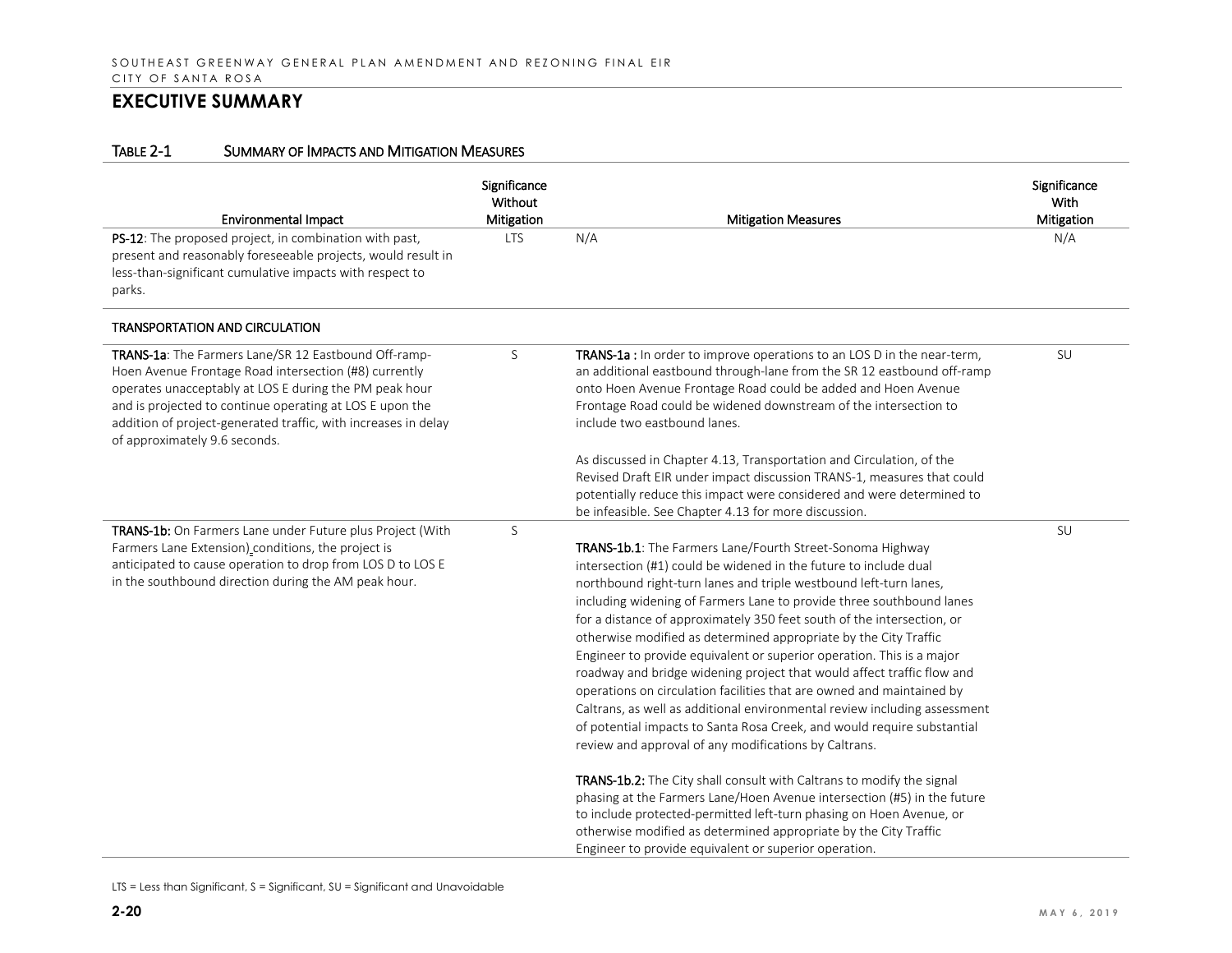## EXECUTIVE SUMMARY

### TABLE 2-1 SUMMARY OF IMPACTS AND MITIGATION MEASURES

| Environmental Impact | Significance Without Mitigation | Mitigation Measures | Significance With Mitigation |
|---|---|---|---|
| **PS-12**: The proposed project, in combination with past, present and reasonably foreseeable projects, would result in less-than-significant cumulative impacts with respect to parks. | LTS | N/A | N/A |
| **TRANSPORTATION AND CIRCULATION** | | | |
| **TRANS-1a**: The Farmers Lane/SR 12 Eastbound Off-ramp-Hoen Avenue Frontage Road intersection (#8) currently operates unacceptably at LOS E during the PM peak hour and is projected to continue operating at LOS E upon the addition of project-generated traffic, with increases in delay of approximately 9.6 seconds. | S | **TRANS-1a** : In order to improve operations to an LOS D in the near-term, an additional eastbound through-lane from the SR 12 eastbound off-ramp onto Hoen Avenue Frontage Road could be added and Hoen Avenue Frontage Road could be widened downstream of the intersection to include two eastbound lanes.<br><br>As discussed in Chapter 4.13, Transportation and Circulation, of the Revised Draft EIR under impact discussion TRANS-1, measures that could potentially reduce this impact were considered and were determined to be infeasible. See Chapter 4.13 for more discussion. | SU |
| **TRANS-1b:** On Farmers Lane under Future plus Project (With Farmers Lane Extension) conditions, the project is anticipated to cause operation to drop from LOS D to LOS E in the southbound direction during the AM peak hour. | S | **TRANS-1b.1**: The Farmers Lane/Fourth Street-Sonoma Highway intersection (#1) could be widened in the future to include dual northbound right-turn lanes and triple westbound left-turn lanes, including widening of Farmers Lane to provide three southbound lanes for a distance of approximately 350 feet south of the intersection, or otherwise modified as determined appropriate by the City Traffic Engineer to provide equivalent or superior operation. This is a major roadway and bridge widening project that would affect traffic flow and operations on circulation facilities that are owned and maintained by Caltrans, as well as additional environmental review including assessment of potential impacts to Santa Rosa Creek, and would require substantial review and approval of any modifications by Caltrans.<br><br>**TRANS-1b.2:** The City shall consult with Caltrans to modify the signal phasing at the Farmers Lane/Hoen Avenue intersection (#5) in the future to include protected-permitted left-turn phasing on Hoen Avenue, or otherwise modified as determined appropriate by the City Traffic Engineer to provide equivalent or superior operation. | SU |

LTS = Less than Significant, S = Significant, SU = Significant and Unavoidable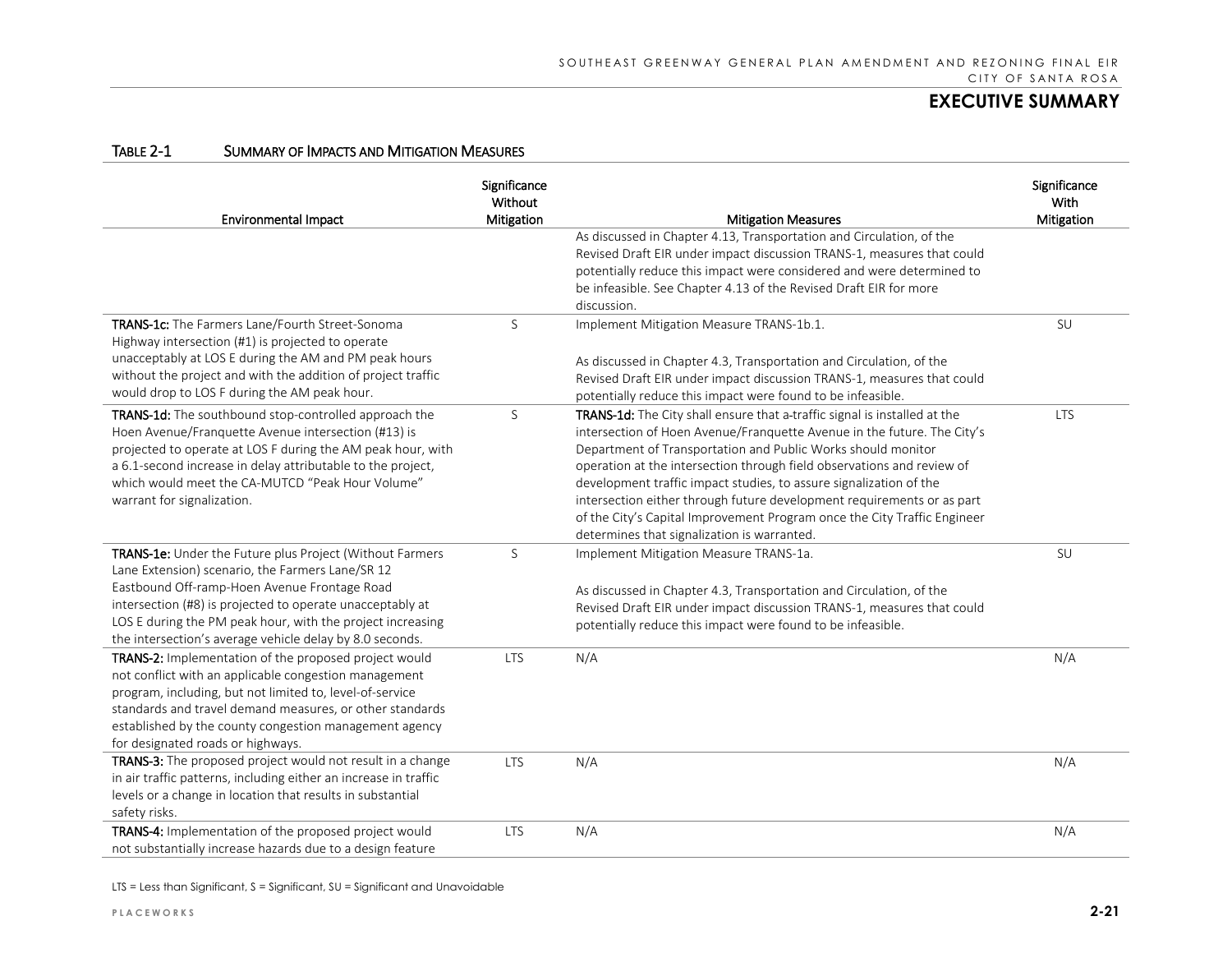## EXECUTIVE SUMMARY

TABLE 2-1 SUMMARY OF IMPACTS AND MITIGATION MEASURES

| Environmental Impact | Significance Without Mitigation | Mitigation Measures | Significance With Mitigation |
|---|---|---|---|
| | | As discussed in Chapter 4.13, Transportation and Circulation, of the Revised Draft EIR under impact discussion TRANS-1, measures that could potentially reduce this impact were considered and were determined to be infeasible. See Chapter 4.13 of the Revised Draft EIR for more discussion. | |
| **TRANS-1c:** The Farmers Lane/Fourth Street-Sonoma Highway intersection (#1) is projected to operate unacceptably at LOS E during the AM and PM peak hours without the project and with the addition of project traffic would drop to LOS F during the AM peak hour. | S | Implement Mitigation Measure TRANS-1b.1.<br><br>As discussed in Chapter 4.3, Transportation and Circulation, of the Revised Draft EIR under impact discussion TRANS-1, measures that could potentially reduce this impact were found to be infeasible. | SU |
| **TRANS-1d:** The southbound stop-controlled approach the Hoen Avenue/Franquette Avenue intersection (#13) is projected to operate at LOS F during the AM peak hour, with a 6.1-second increase in delay attributable to the project, which would meet the CA-MUTCD "Peak Hour Volume" warrant for signalization. | S | **TRANS-1d:** The City shall ensure that a-traffic signal is installed at the intersection of Hoen Avenue/Franquette Avenue in the future. The City's Department of Transportation and Public Works should monitor operation at the intersection through field observations and review of development traffic impact studies, to assure signalization of the intersection either through future development requirements or as part of the City's Capital Improvement Program once the City Traffic Engineer determines that signalization is warranted. | LTS |
| **TRANS-1e:** Under the Future plus Project (Without Farmers Lane Extension) scenario, the Farmers Lane/SR 12 Eastbound Off-ramp-Hoen Avenue Frontage Road intersection (#8) is projected to operate unacceptably at LOS E during the PM peak hour, with the project increasing the intersection's average vehicle delay by 8.0 seconds. | S | Implement Mitigation Measure TRANS-1a.<br><br>As discussed in Chapter 4.3, Transportation and Circulation, of the Revised Draft EIR under impact discussion TRANS-1, measures that could potentially reduce this impact were found to be infeasible. | SU |
| **TRANS-2:** Implementation of the proposed project would not conflict with an applicable congestion management program, including, but not limited to, level-of-service standards and travel demand measures, or other standards established by the county congestion management agency for designated roads or highways. | LTS | N/A | N/A |
| **TRANS-3:** The proposed project would not result in a change in air traffic patterns, including either an increase in traffic levels or a change in location that results in substantial safety risks. | LTS | N/A | N/A |
| **TRANS-4:** Implementation of the proposed project would not substantially increase hazards due to a design feature | LTS | N/A | N/A |

LTS = Less than Significant, S = Significant, SU = Significant and Unavoidable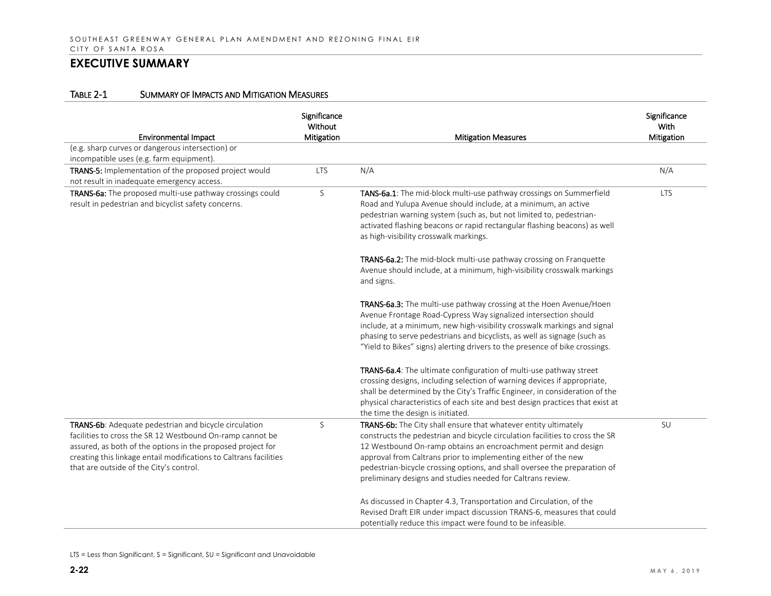## EXECUTIVE SUMMARY

TABLE 2-1 SUMMARY OF IMPACTS AND MITIGATION MEASURES

| Environmental Impact | Significance Without Mitigation | Mitigation Measures | Significance With Mitigation |
|---|---|---|---|
| (e.g. sharp curves or dangerous intersection) or incompatible uses (e.g. farm equipment). | | | |
| **TRANS-5:** Implementation of the proposed project would not result in inadequate emergency access. | LTS | N/A | N/A |
| **TRANS-6a:** The proposed multi-use pathway crossings could result in pedestrian and bicyclist safety concerns. | S | **TANS-6a.1**: The mid-block multi-use pathway crossings on Summerfield Road and Yulupa Avenue should include, at a minimum, an active pedestrian warning system (such as, but not limited to, pedestrian-activated flashing beacons or rapid rectangular flashing beacons) as well as high-visibility crosswalk markings.<br><br>**TRANS-6a.2:** The mid-block multi-use pathway crossing on Franquette Avenue should include, at a minimum, high-visibility crosswalk markings and signs.<br><br>**TRANS-6a.3:** The multi-use pathway crossing at the Hoen Avenue/Hoen Avenue Frontage Road-Cypress Way signalized intersection should include, at a minimum, new high-visibility crosswalk markings and signal phasing to serve pedestrians and bicyclists, as well as signage (such as "Yield to Bikes" signs) alerting drivers to the presence of bike crossings.<br><br>**TRANS-6a.4**: The ultimate configuration of multi-use pathway street crossing designs, including selection of warning devices if appropriate, shall be determined by the City's Traffic Engineer, in consideration of the physical characteristics of each site and best design practices that exist at the time the design is initiated. | LTS |
| **TRANS-6b**: Adequate pedestrian and bicycle circulation facilities to cross the SR 12 Westbound On-ramp cannot be assured, as both of the options in the proposed project for creating this linkage entail modifications to Caltrans facilities that are outside of the City's control. | S | **TRANS-6b:** The City shall ensure that whatever entity ultimately constructs the pedestrian and bicycle circulation facilities to cross the SR 12 Westbound On-ramp obtains an encroachment permit and design approval from Caltrans prior to implementing either of the new pedestrian-bicycle crossing options, and shall oversee the preparation of preliminary designs and studies needed for Caltrans review.<br><br>As discussed in Chapter 4.3, Transportation and Circulation, of the Revised Draft EIR under impact discussion TRANS-6, measures that could potentially reduce this impact were found to be infeasible. | SU |

LTS = Less than Significant, S = Significant, SU = Significant and Unavoidable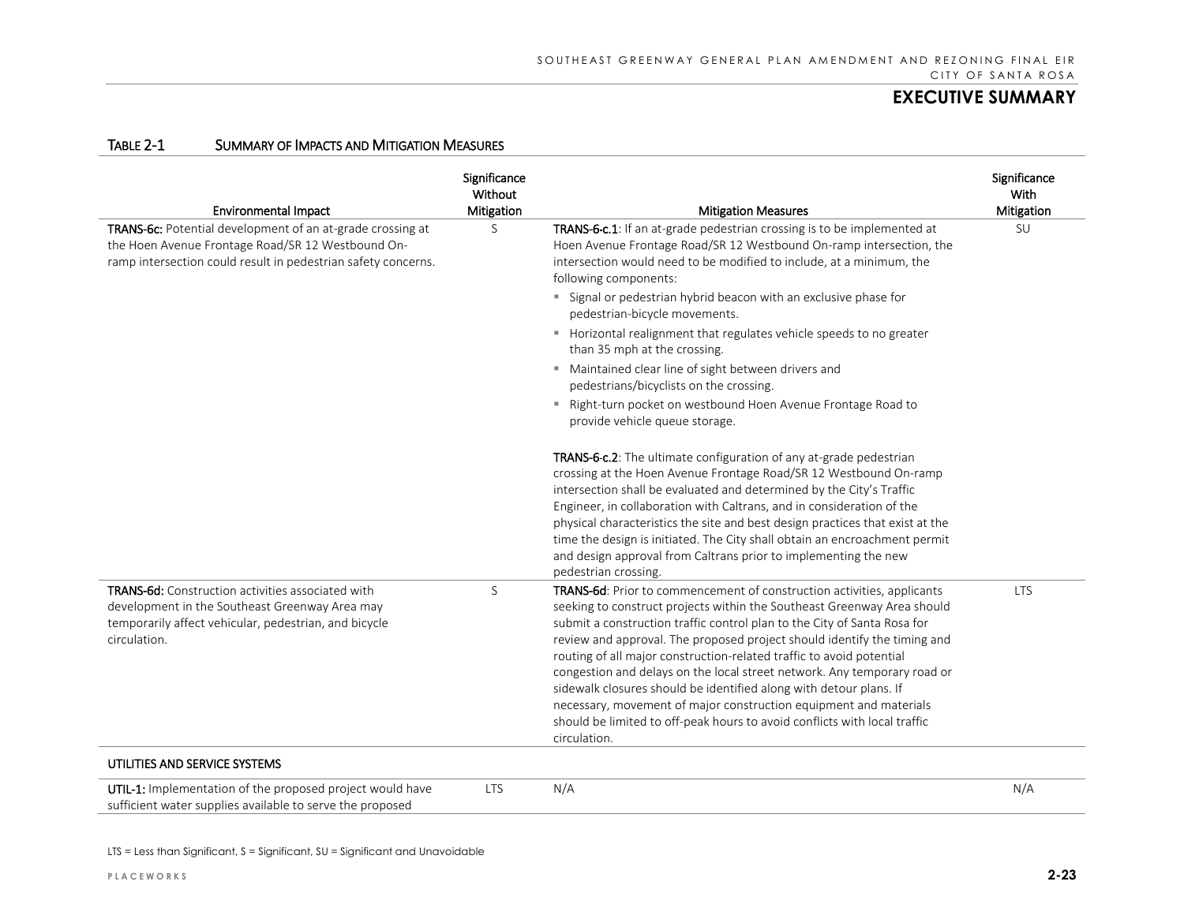## TABLE 2-1 SUMMARY OF IMPACTS AND MITIGATION MEASURES

| Environmental Impact | Significance Without Mitigation | Mitigation Measures | Significance With Mitigation |
|---|---|---|---|
| **TRANS-6c:** Potential development of an at-grade crossing at the Hoen Avenue Frontage Road/SR 12 Westbound On-ramp intersection could result in pedestrian safety concerns. | S | **TRANS-6-c.1**: If an at-grade pedestrian crossing is to be implemented at Hoen Avenue Frontage Road/SR 12 Westbound On-ramp intersection, the intersection would need to be modified to include, at a minimum, the following components:<br>▪ Signal or pedestrian hybrid beacon with an exclusive phase for pedestrian-bicycle movements.<br>▪ Horizontal realignment that regulates vehicle speeds to no greater than 35 mph at the crossing.<br>▪ Maintained clear line of sight between drivers and pedestrians/bicyclists on the crossing.<br>▪ Right-turn pocket on westbound Hoen Avenue Frontage Road to provide vehicle queue storage.<br><br>**TRANS-6-c.2**: The ultimate configuration of any at-grade pedestrian crossing at the Hoen Avenue Frontage Road/SR 12 Westbound On-ramp intersection shall be evaluated and determined by the City's Traffic Engineer, in collaboration with Caltrans, and in consideration of the physical characteristics the site and best design practices that exist at the time the design is initiated. The City shall obtain an encroachment permit and design approval from Caltrans prior to implementing the new pedestrian crossing. | SU |
| **TRANS-6d:** Construction activities associated with development in the Southeast Greenway Area may temporarily affect vehicular, pedestrian, and bicycle circulation. | S | **TRANS-6d**: Prior to commencement of construction activities, applicants seeking to construct projects within the Southeast Greenway Area should submit a construction traffic control plan to the City of Santa Rosa for review and approval. The proposed project should identify the timing and routing of all major construction-related traffic to avoid potential congestion and delays on the local street network. Any temporary road or sidewalk closures should be identified along with detour plans. If necessary, movement of major construction equipment and materials should be limited to off-peak hours to avoid conflicts with local traffic circulation. | LTS |
| **UTILITIES AND SERVICE SYSTEMS** | | | |
| **UTIL-1:** Implementation of the proposed project would have sufficient water supplies available to serve the proposed | LTS | N/A | N/A |

LTS = Less than Significant, S = Significant, SU = Significant and Unavoidable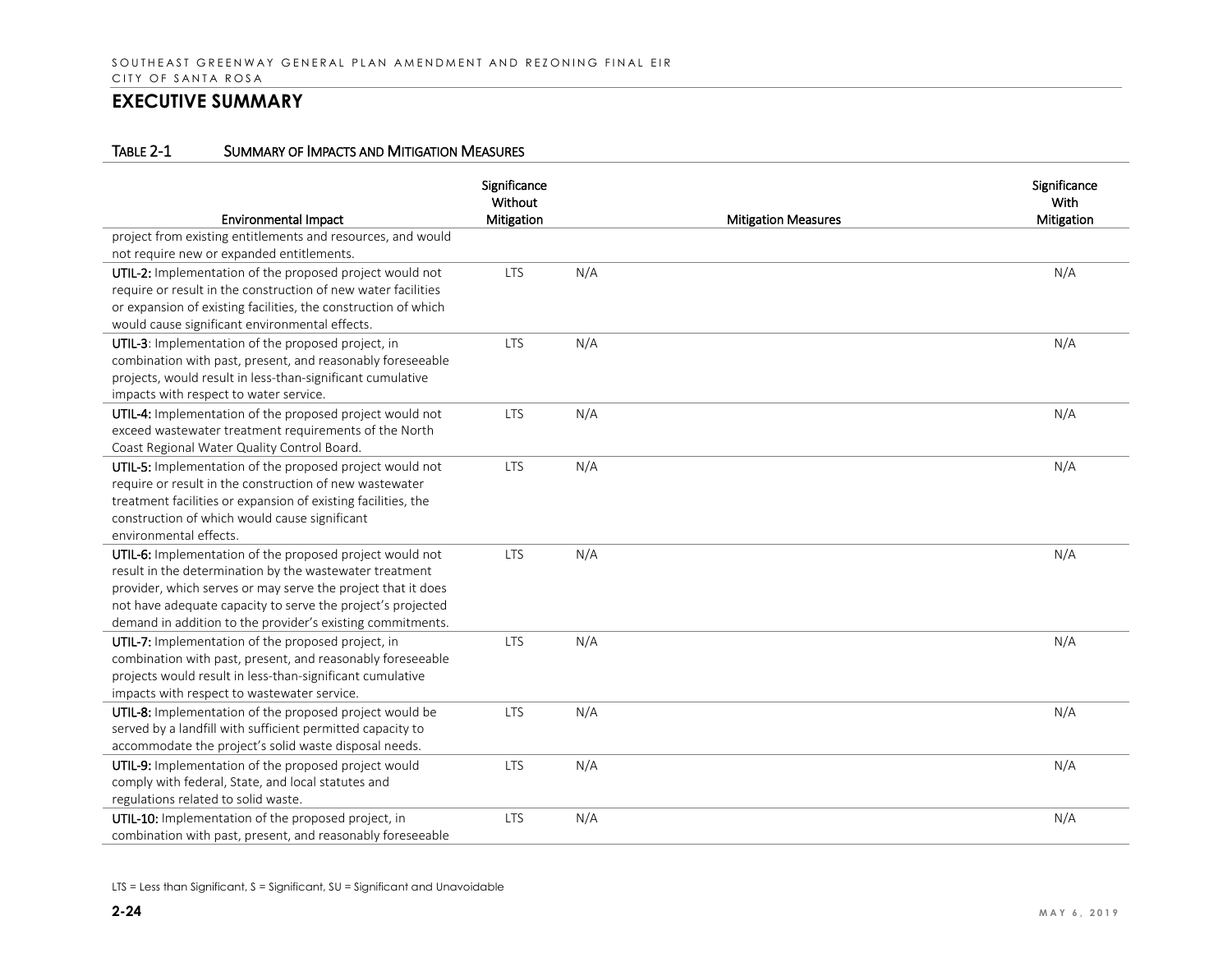## EXECUTIVE SUMMARY

TABLE 2-1 SUMMARY OF IMPACTS AND MITIGATION MEASURES

| Environmental Impact | Significance Without Mitigation | Mitigation Measures | Significance With Mitigation |
|---|---|---|---|
| project from existing entitlements and resources, and would not require new or expanded entitlements. | | | |
| **UTIL-2:** Implementation of the proposed project would not require or result in the construction of new water facilities or expansion of existing facilities, the construction of which would cause significant environmental effects. | LTS | N/A | N/A |
| **UTIL-3**: Implementation of the proposed project, in combination with past, present, and reasonably foreseeable projects, would result in less-than-significant cumulative impacts with respect to water service. | LTS | N/A | N/A |
| **UTIL-4:** Implementation of the proposed project would not exceed wastewater treatment requirements of the North Coast Regional Water Quality Control Board. | LTS | N/A | N/A |
| **UTIL-5:** Implementation of the proposed project would not require or result in the construction of new wastewater treatment facilities or expansion of existing facilities, the construction of which would cause significant environmental effects. | LTS | N/A | N/A |
| **UTIL-6:** Implementation of the proposed project would not result in the determination by the wastewater treatment provider, which serves or may serve the project that it does not have adequate capacity to serve the project's projected demand in addition to the provider's existing commitments. | LTS | N/A | N/A |
| **UTIL-7:** Implementation of the proposed project, in combination with past, present, and reasonably foreseeable projects would result in less-than-significant cumulative impacts with respect to wastewater service. | LTS | N/A | N/A |
| **UTIL-8:** Implementation of the proposed project would be served by a landfill with sufficient permitted capacity to accommodate the project's solid waste disposal needs. | LTS | N/A | N/A |
| **UTIL-9:** Implementation of the proposed project would comply with federal, State, and local statutes and regulations related to solid waste. | LTS | N/A | N/A |
| **UTIL-10:** Implementation of the proposed project, in combination with past, present, and reasonably foreseeable | LTS | N/A | N/A |

LTS = Less than Significant, S = Significant, SU = Significant and Unavoidable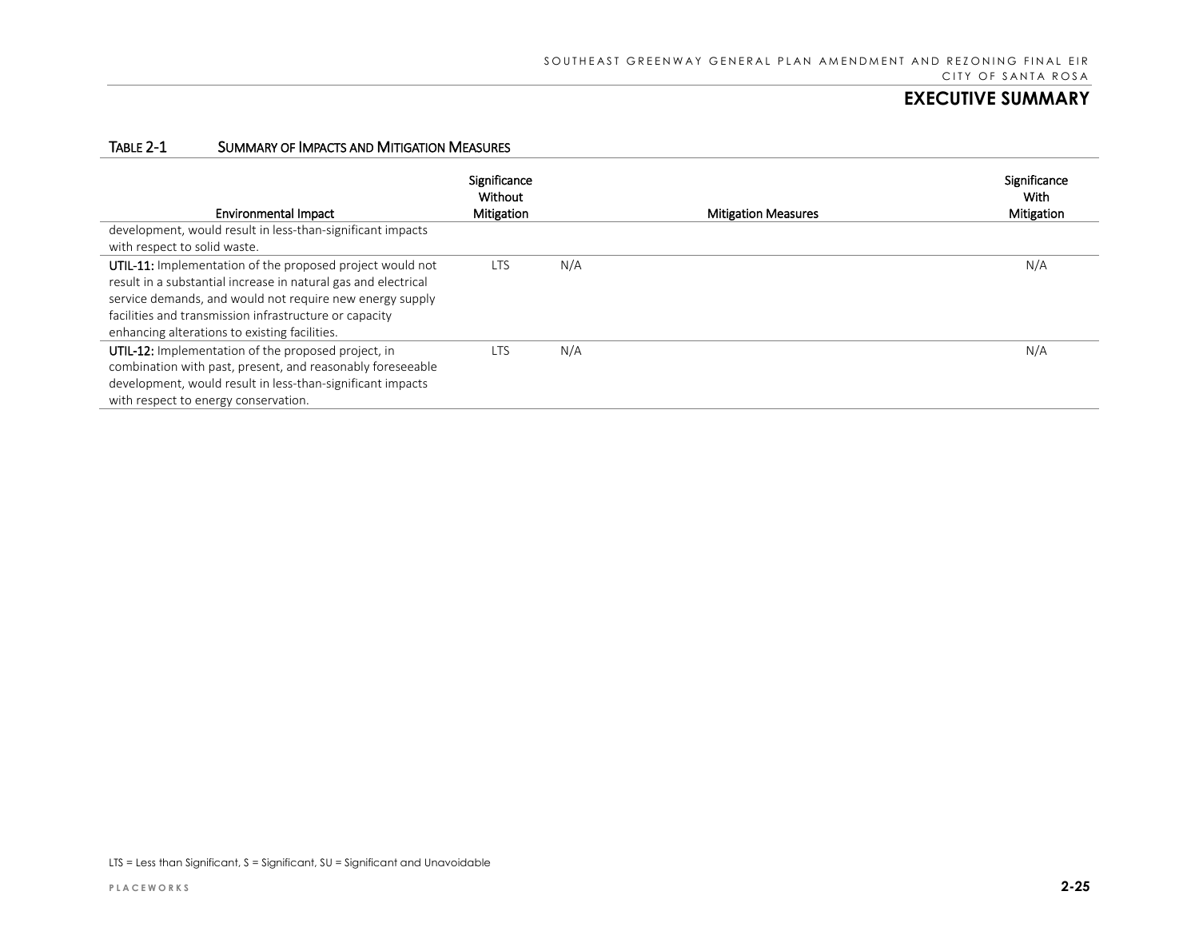## EXECUTIVE SUMMARY

TABLE 2-1 SUMMARY OF IMPACTS AND MITIGATION MEASURES

| Environmental Impact | Significance Without Mitigation | Mitigation Measures | Significance With Mitigation |
|---|---|---|---|
| development, would result in less-than-significant impacts with respect to solid waste. | | | |
| **UTIL-11:** Implementation of the proposed project would not result in a substantial increase in natural gas and electrical service demands, and would not require new energy supply facilities and transmission infrastructure or capacity enhancing alterations to existing facilities. | LTS | N/A | N/A |
| **UTIL-12:** Implementation of the proposed project, in combination with past, present, and reasonably foreseeable development, would result in less-than-significant impacts with respect to energy conservation. | LTS | N/A | N/A |

LTS = Less than Significant, S = Significant, SU = Significant and Unavoidable